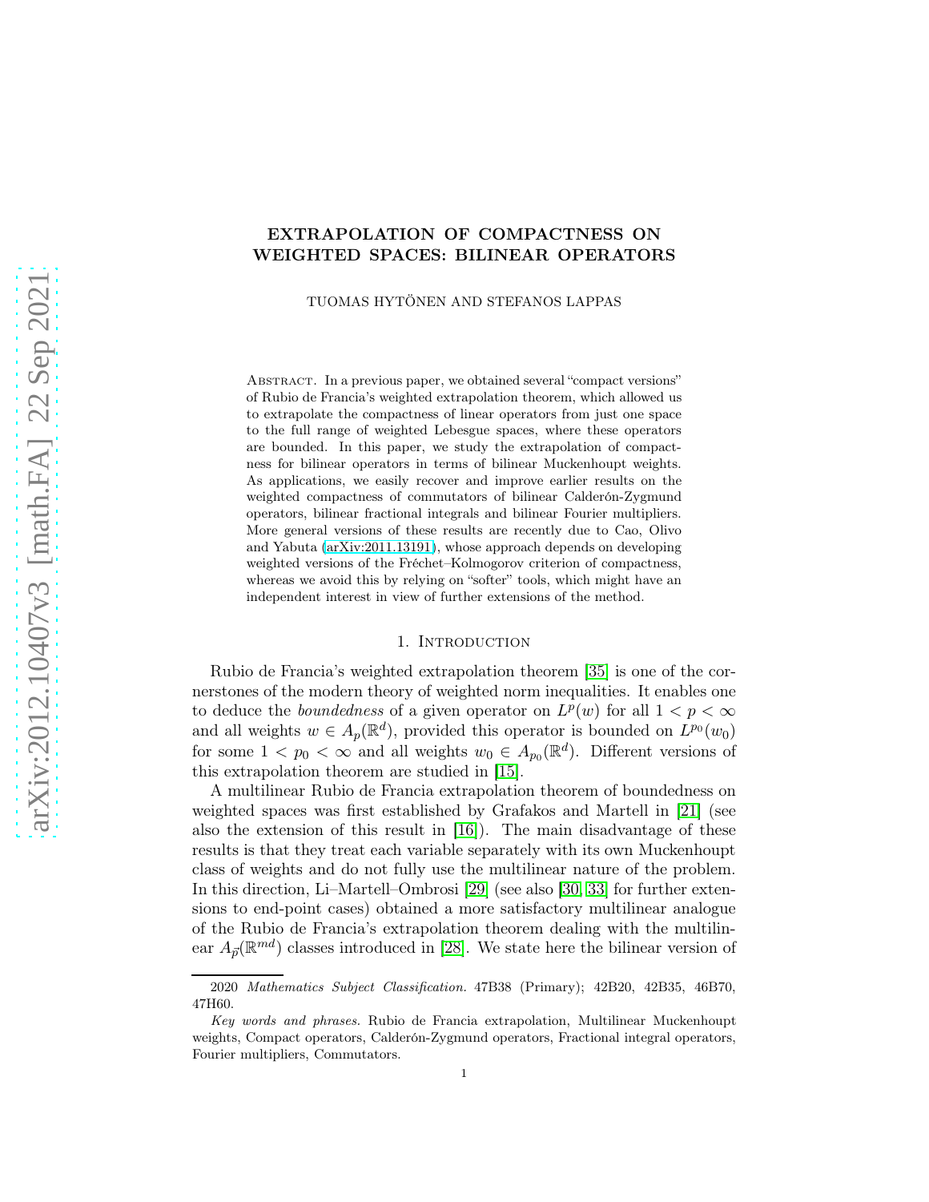# EXTRAPOLATION OF COMPACTNESS ON WEIGHTED SPACES: BILINEAR OPERATORS

TUOMAS HYTÖNEN AND STEFANOS LAPPAS

Abstract. In a previous paper, we obtained several "compact versions" of Rubio de Francia's weighted extrapolation theorem, which allowed us to extrapolate the compactness of linear operators from just one space to the full range of weighted Lebesgue spaces, where these operators are bounded. In this paper, we study the extrapolation of compactness for bilinear operators in terms of bilinear Muckenhoupt weights. As applications, we easily recover and improve earlier results on the weighted compactness of commutators of bilinear Calderón-Zygmund operators, bilinear fractional integrals and bilinear Fourier multipliers. More general versions of these results are recently due to Cao, Olivo and Yabuta (arXiv:2011.13191), whose approach depends on developing weighted versions of the Fréchet–Kolmogorov criterion of compactness, whereas we avoid this by relying on "softer" tools, which might have an independent interest in view of further extensions of the method.

## 1. Introduction

Rubio de Francia's weighted extrapolation theorem [35] is one of the cornerstones of the modern theory of weighted norm inequalities. It enables one to deduce the *boundedness* of a given operator on $L^p(w)$ for all $1 < p < \infty$ and all weights $w \in A_p(\mathbb{R}^d)$, provided this operator is bounded on $L^{p_0}(w_0)$ for some $1 < p_0 < \infty$ and all weights $w_0 \in A_{p_0}(\mathbb{R}^d)$. Different versions of this extrapolation theorem are studied in [15].

A multilinear Rubio de Francia extrapolation theorem of boundedness on weighted spaces was first established by Grafakos and Martell in [21] (see also the extension of this result in [16]). The main disadvantage of these results is that they treat each variable separately with its own Muckenhoupt class of weights and do not fully use the multilinear nature of the problem. In this direction, Li–Martell–Ombrosi [29] (see also [30, 33] for further extensions to end-point cases) obtained a more satisfactory multilinear analogue of the Rubio de Francia's extrapolation theorem dealing with the multilinear $A_{\vec{p}}(\mathbb{R}^{md})$ classes introduced in [28]. We state here the bilinear version of

---

2020 *Mathematics Subject Classification.* 47B38 (Primary); 42B20, 42B35, 46B70, 47H60.

*Key words and phrases.* Rubio de Francia extrapolation, Multilinear Muckenhoupt weights, Compact operators, Calderón-Zygmund operators, Fractional integral operators, Fourier multipliers, Commutators.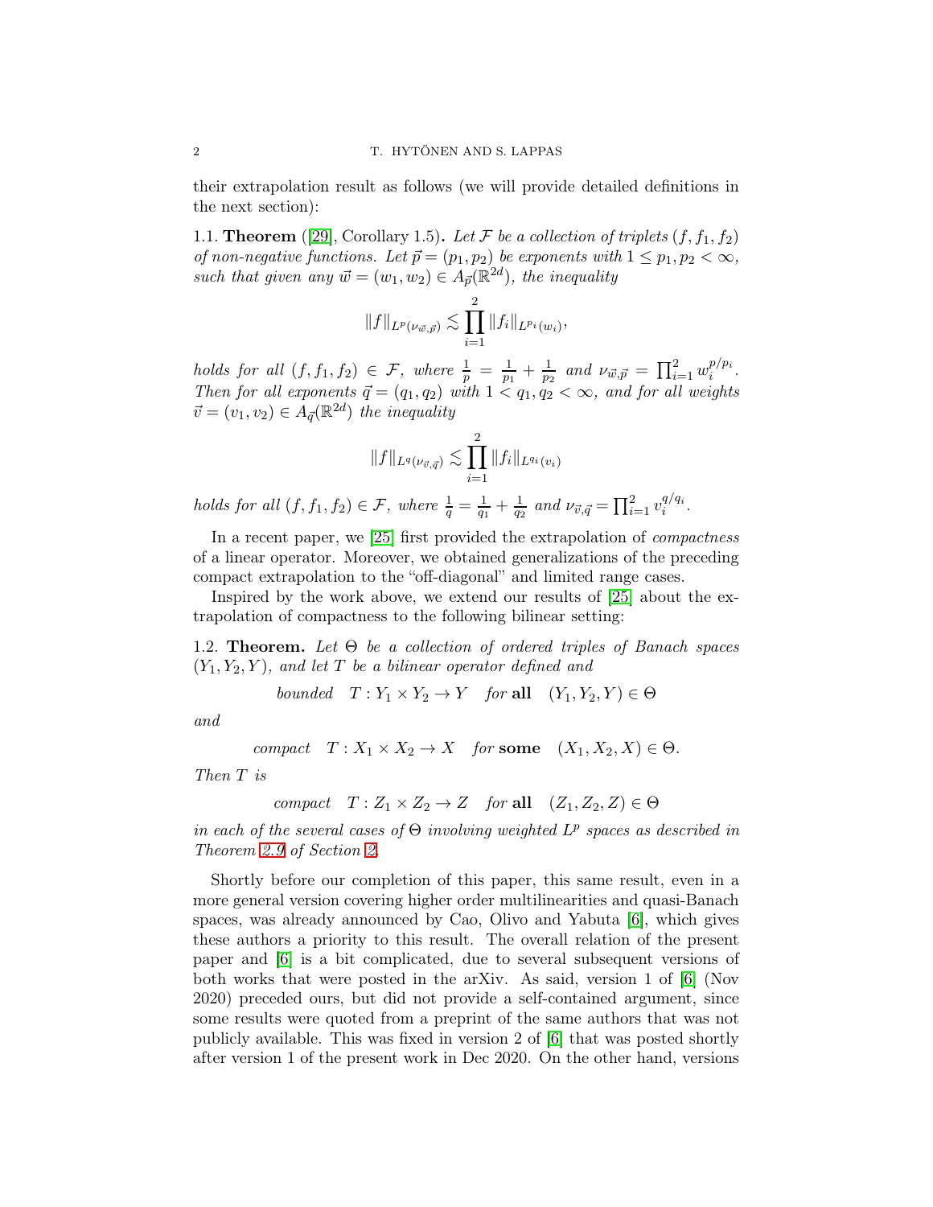their extrapolation result as follows (we will provide detailed definitions in the next section):

1.1. **Theorem** ([29], Corollary 1.5)**.** *Let $\mathcal{F}$ be a collection of triplets $(f, f_1, f_2)$ of non-negative functions. Let $\vec{p} = (p_1, p_2)$ be exponents with $1 \leq p_1, p_2 < \infty$, such that given any $\vec{w} = (w_1, w_2) \in A_{\vec{p}}(\mathbb{R}^{2d})$, the inequality*

$$\|f\|_{L^p(\nu_{\vec{w},\vec{p}})} \lesssim \prod_{i=1}^{2} \|f_i\|_{L^{p_i}(w_i)},$$

*holds for all $(f, f_1, f_2) \in \mathcal{F}$, where $\frac{1}{p} = \frac{1}{p_1} + \frac{1}{p_2}$ and $\nu_{\vec{w},\vec{p}} = \prod_{i=1}^{2} w_i^{p/p_i}$. Then for all exponents $\vec{q} = (q_1, q_2)$ with $1 < q_1, q_2 < \infty$, and for all weights $\vec{v} = (v_1, v_2) \in A_{\vec{q}}(\mathbb{R}^{2d})$ the inequality*

$$\|f\|_{L^q(\nu_{\vec{v},\vec{q}})} \lesssim \prod_{i=1}^{2} \|f_i\|_{L^{q_i}(v_i)}$$

*holds for all $(f, f_1, f_2) \in \mathcal{F}$, where $\frac{1}{q} = \frac{1}{q_1} + \frac{1}{q_2}$ and $\nu_{\vec{v},\vec{q}} = \prod_{i=1}^{2} v_i^{q/q_i}$.*

In a recent paper, we [25] first provided the extrapolation of *compactness* of a linear operator. Moreover, we obtained generalizations of the preceding compact extrapolation to the "off-diagonal" and limited range cases.

Inspired by the work above, we extend our results of [25] about the extrapolation of compactness to the following bilinear setting:

1.2. **Theorem.** *Let $\Theta$ be a collection of ordered triples of Banach spaces $(Y_1, Y_2, Y)$, and let $T$ be a bilinear operator defined and*

$$\textit{bounded} \quad T : Y_1 \times Y_2 \to Y \quad \textit{for } \textbf{all} \quad (Y_1, Y_2, Y) \in \Theta$$

*and*

$$\textit{compact} \quad T : X_1 \times X_2 \to X \quad \textit{for } \textbf{some} \quad (X_1, X_2, X) \in \Theta.$$

*Then $T$ is*

$$\textit{compact} \quad T : Z_1 \times Z_2 \to Z \quad \textit{for } \textbf{all} \quad (Z_1, Z_2, Z) \in \Theta$$

*in each of the several cases of $\Theta$ involving weighted $L^p$ spaces as described in Theorem 2.9 of Section 2.*

Shortly before our completion of this paper, this same result, even in a more general version covering higher order multilinearities and quasi-Banach spaces, was already announced by Cao, Olivo and Yabuta [6], which gives these authors a priority to this result. The overall relation of the present paper and [6] is a bit complicated, due to several subsequent versions of both works that were posted in the arXiv. As said, version 1 of [6] (Nov 2020) preceded ours, but did not provide a self-contained argument, since some results were quoted from a preprint of the same authors that was not publicly available. This was fixed in version 2 of [6] that was posted shortly after version 1 of the present work in Dec 2020. On the other hand, versions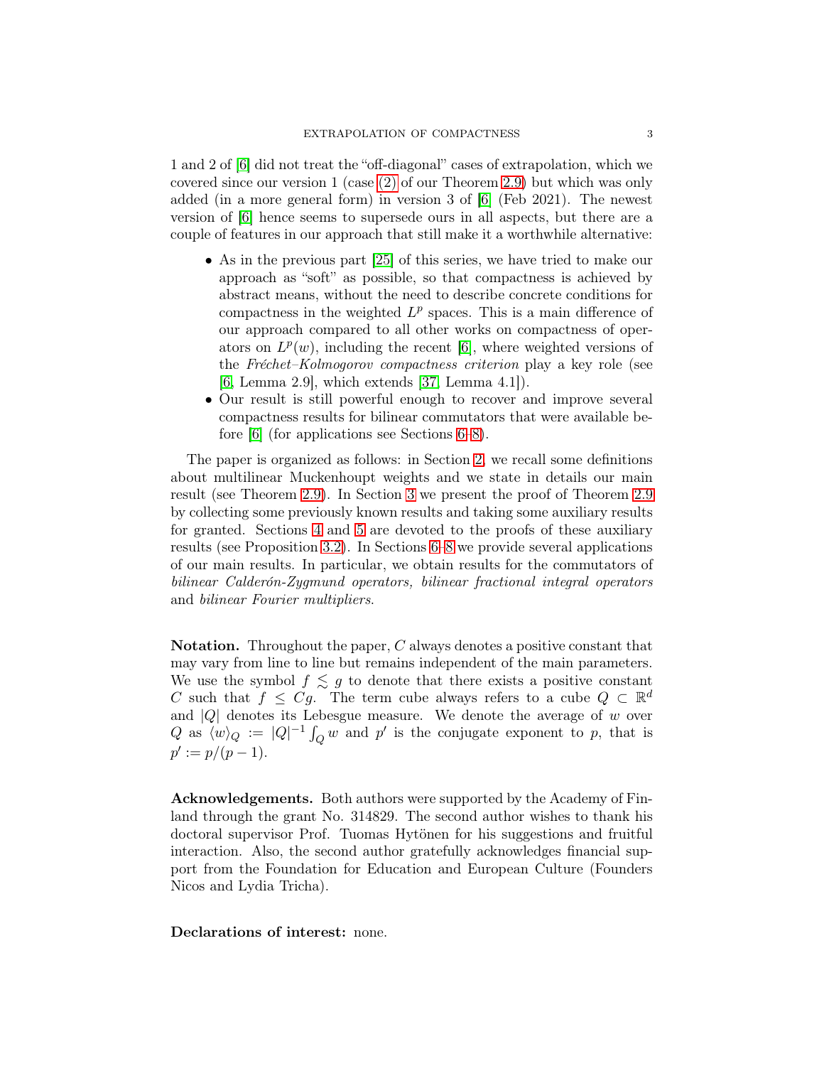1 and 2 of [6] did not treat the "off-diagonal" cases of extrapolation, which we covered since our version 1 (case (2) of our Theorem 2.9) but which was only added (in a more general form) in version 3 of [6] (Feb 2021). The newest version of [6] hence seems to supersede ours in all aspects, but there are a couple of features in our approach that still make it a worthwhile alternative:

- As in the previous part [25] of this series, we have tried to make our approach as "soft" as possible, so that compactness is achieved by abstract means, without the need to describe concrete conditions for compactness in the weighted $L^p$ spaces. This is a main difference of our approach compared to all other works on compactness of operators on $L^p(w)$, including the recent [6], where weighted versions of the *Fréchet–Kolmogorov compactness criterion* play a key role (see [6, Lemma 2.9], which extends [37, Lemma 4.1]).
- Our result is still powerful enough to recover and improve several compactness results for bilinear commutators that were available before [6] (for applications see Sections 6–8).

The paper is organized as follows: in Section 2, we recall some definitions about multilinear Muckenhoupt weights and we state in details our main result (see Theorem 2.9). In Section 3 we present the proof of Theorem 2.9 by collecting some previously known results and taking some auxiliary results for granted. Sections 4 and 5 are devoted to the proofs of these auxiliary results (see Proposition 3.2). In Sections 6–8 we provide several applications of our main results. In particular, we obtain results for the commutators of *bilinear Calderón-Zygmund operators, bilinear fractional integral operators* and *bilinear Fourier multipliers*.

**Notation.** Throughout the paper, $C$ always denotes a positive constant that may vary from line to line but remains independent of the main parameters. We use the symbol $f \lesssim g$ to denote that there exists a positive constant $C$ such that $f \leq Cg$. The term cube always refers to a cube $Q \subset \mathbb{R}^d$ and $|Q|$ denotes its Lebesgue measure. We denote the average of $w$ over $Q$ as $\langle w \rangle_Q := |Q|^{-1} \int_Q w$ and $p'$ is the conjugate exponent to $p$, that is $p' := p/(p-1)$.

**Acknowledgements.** Both authors were supported by the Academy of Finland through the grant No. 314829. The second author wishes to thank his doctoral supervisor Prof. Tuomas Hytönen for his suggestions and fruitful interaction. Also, the second author gratefully acknowledges financial support from the Foundation for Education and European Culture (Founders Nicos and Lydia Tricha).

**Declarations of interest:** none.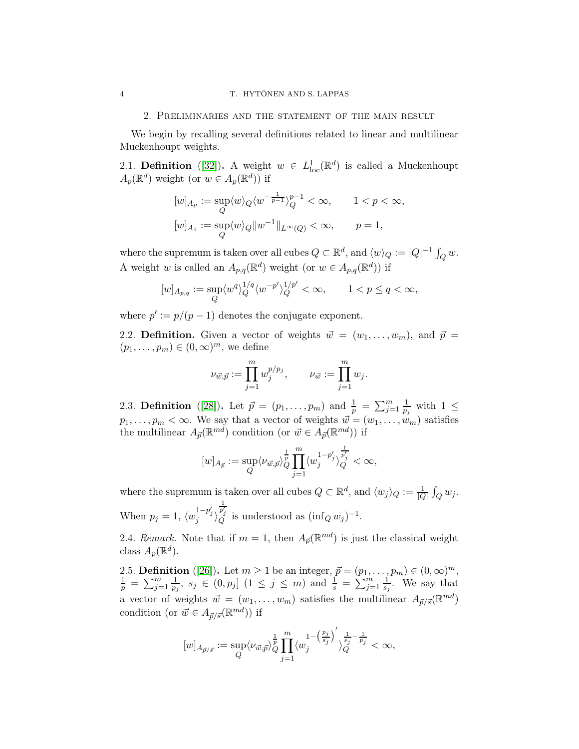## 2. Preliminaries and the statement of the main result

We begin by recalling several definitions related to linear and multilinear Muckenhoupt weights.

2.1. **Definition** ([32]). A weight $w \in L^1_{\text{loc}}(\mathbb{R}^d)$ is called a Muckenhoupt $A_p(\mathbb{R}^d)$ weight (or $w \in A_p(\mathbb{R}^d)$) if

$$[w]_{A_p} := \sup_Q \langle w\rangle_Q \langle w^{-\frac{1}{p-1}}\rangle_Q^{p-1} < \infty, \qquad 1 < p < \infty,$$

$$[w]_{A_1} := \sup_Q \langle w\rangle_Q \|w^{-1}\|_{L^\infty(Q)} < \infty, \qquad p = 1,$$

where the supremum is taken over all cubes $Q \subset \mathbb{R}^d$, and $\langle w\rangle_Q := |Q|^{-1}\int_Q w$. A weight $w$ is called an $A_{p,q}(\mathbb{R}^d)$ weight (or $w \in A_{p,q}(\mathbb{R}^d)$) if

$$[w]_{A_{p,q}} := \sup_Q \langle w^q\rangle_Q^{1/q} \langle w^{-p'}\rangle_Q^{1/p'} < \infty, \qquad 1 < p \le q < \infty,$$

where $p' := p/(p-1)$ denotes the conjugate exponent.

2.2. **Definition.** Given a vector of weights $\vec{w} = (w_1, \ldots, w_m)$, and $\vec{p} = (p_1, \ldots, p_m) \in (0,\infty)^m$, we define

$$\nu_{\vec{w},\vec{p}} := \prod_{j=1}^m w_j^{p/p_j}, \qquad \nu_{\vec{w}} := \prod_{j=1}^m w_j.$$

2.3. **Definition** ([28]). Let $\vec{p} = (p_1, \ldots, p_m)$ and $\frac{1}{p} = \sum_{j=1}^m \frac{1}{p_j}$ with $1 \le p_1, \ldots, p_m < \infty$. We say that a vector of weights $\vec{w} = (w_1, \ldots, w_m)$ satisfies the multilinear $A_{\vec{p}}(\mathbb{R}^{md})$ condition (or $\vec{w} \in A_{\vec{p}}(\mathbb{R}^{md})$) if

$$[w]_{A_{\vec{p}}} := \sup_Q \langle \nu_{\vec{w},\vec{p}}\rangle_Q^{\frac{1}{p}} \prod_{j=1}^m \langle w_j^{1-p_j'}\rangle_Q^{\frac{1}{p_j'}} < \infty,$$

where the supremum is taken over all cubes $Q \subset \mathbb{R}^d$, and $\langle w_j\rangle_Q := \frac{1}{|Q|}\int_Q w_j$. When $p_j = 1$, $\langle w_j^{1-p_j'}\rangle_Q^{\frac{1}{p_j'}}$ is understood as $(\inf_Q w_j)^{-1}$.

2.4. *Remark.* Note that if $m = 1$, then $A_{\vec{p}}(\mathbb{R}^{md})$ is just the classical weight class $A_p(\mathbb{R}^d)$.

2.5. **Definition** ([26]). Let $m \ge 1$ be an integer, $\vec{p} = (p_1, \ldots, p_m) \in (0,\infty)^m$, $\frac{1}{p} = \sum_{j=1}^m \frac{1}{p_j}$, $s_j \in (0, p_j]$ $(1 \le j \le m)$ and $\frac{1}{s} = \sum_{j=1}^m \frac{1}{s_j}$. We say that a vector of weights $\vec{w} = (w_1, \ldots, w_m)$ satisfies the multilinear $A_{\vec{p}/\vec{s}}(\mathbb{R}^{md})$ condition (or $\vec{w} \in A_{\vec{p}/\vec{s}}(\mathbb{R}^{md})$) if

$$[w]_{A_{\vec{p}/\vec{s}}} := \sup_Q \langle \nu_{\vec{w},\vec{p}}\rangle_Q^{\frac{1}{p}} \prod_{j=1}^m \langle w_j^{1-\left(\frac{p_j}{s_j}\right)'}\rangle_Q^{\frac{1}{s_j}-\frac{1}{p_j}} < \infty,$$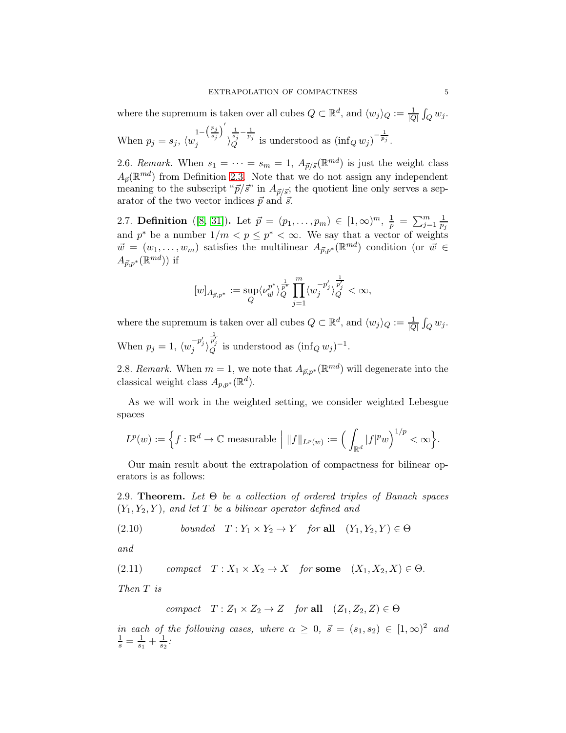where the supremum is taken over all cubes $Q \subset \mathbb{R}^d$, and $\langle w_j \rangle_Q := \frac{1}{|Q|}\int_Q w_j$. When $p_j = s_j$, $\langle w_j^{1-\left(\frac{p_j}{s_j}\right)'} \rangle_Q^{\frac{1}{s_j}-\frac{1}{p_j}}$ is understood as $(\inf_Q w_j)^{-\frac{1}{p_j}}$.

2.6. *Remark.* When $s_1 = \cdots = s_m = 1$, $A_{\vec{p}/\vec{s}}(\mathbb{R}^{md})$ is just the weight class $A_{\vec{p}}(\mathbb{R}^{md})$ from Definition 2.3. Note that we do not assign any independent meaning to the subscript "$\vec{p}/\vec{s}$" in $A_{\vec{p}/\vec{s}}$; the quotient line only serves a separator of the two vector indices $\vec{p}$ and $\vec{s}$.

2.7. **Definition** ([8, 31]). Let $\vec{p} = (p_1, \ldots, p_m) \in [1,\infty)^m$, $\frac{1}{p} = \sum_{j=1}^m \frac{1}{p_j}$ and $p^*$ be a number $1/m < p \leq p^* < \infty$. We say that a vector of weights $\vec{w} = (w_1, \ldots, w_m)$ satisfies the multilinear $A_{\vec{p},p^*}(\mathbb{R}^{md})$ condition (or $\vec{w} \in A_{\vec{p},p^*}(\mathbb{R}^{md})$) if

$$[w]_{A_{\vec{p},p^*}} := \sup_Q \langle \nu_{\vec{w}}^{p^*} \rangle_Q^{\frac{1}{p^*}} \prod_{j=1}^m \langle w_j^{-p_j'} \rangle_Q^{\frac{1}{p_j'}} < \infty,$$

where the supremum is taken over all cubes $Q \subset \mathbb{R}^d$, and $\langle w_j \rangle_Q := \frac{1}{|Q|}\int_Q w_j$. When $p_j = 1$, $\langle w_j^{-p_j'} \rangle_Q^{\frac{1}{p_j'}}$ is understood as $(\inf_Q w_j)^{-1}$.

2.8. *Remark.* When $m = 1$, we note that $A_{\vec{p},p^*}(\mathbb{R}^{md})$ will degenerate into the classical weight class $A_{p,p^*}(\mathbb{R}^d)$.

As we will work in the weighted setting, we consider weighted Lebesgue spaces

$$L^p(w) := \Big\{ f : \mathbb{R}^d \to \mathbb{C} \text{ measurable} \ \Big| \ \|f\|_{L^p(w)} := \Big( \int_{\mathbb{R}^d} |f|^p w \Big)^{1/p} < \infty \Big\}.$$

Our main result about the extrapolation of compactness for bilinear operators is as follows:

2.9. **Theorem.** *Let $\Theta$ be a collection of ordered triples of Banach spaces $(Y_1, Y_2, Y)$, and let $T$ be a bilinear operator defined and*

$$\text{(2.10)} \qquad \textit{bounded} \quad T : Y_1 \times Y_2 \to Y \quad \textit{for } \textbf{all} \quad (Y_1, Y_2, Y) \in \Theta$$

*and*

$$\text{(2.11)} \qquad \textit{compact} \quad T : X_1 \times X_2 \to X \quad \textit{for } \textbf{some} \quad (X_1, X_2, X) \in \Theta.$$

*Then $T$ is*

$$\textit{compact} \quad T : Z_1 \times Z_2 \to Z \quad \textit{for } \textbf{all} \quad (Z_1, Z_2, Z) \in \Theta$$

*in each of the following cases, where $\alpha \geq 0$, $\vec{s} = (s_1, s_2) \in [1,\infty)^2$ and $\frac{1}{s} = \frac{1}{s_1} + \frac{1}{s_2}$:*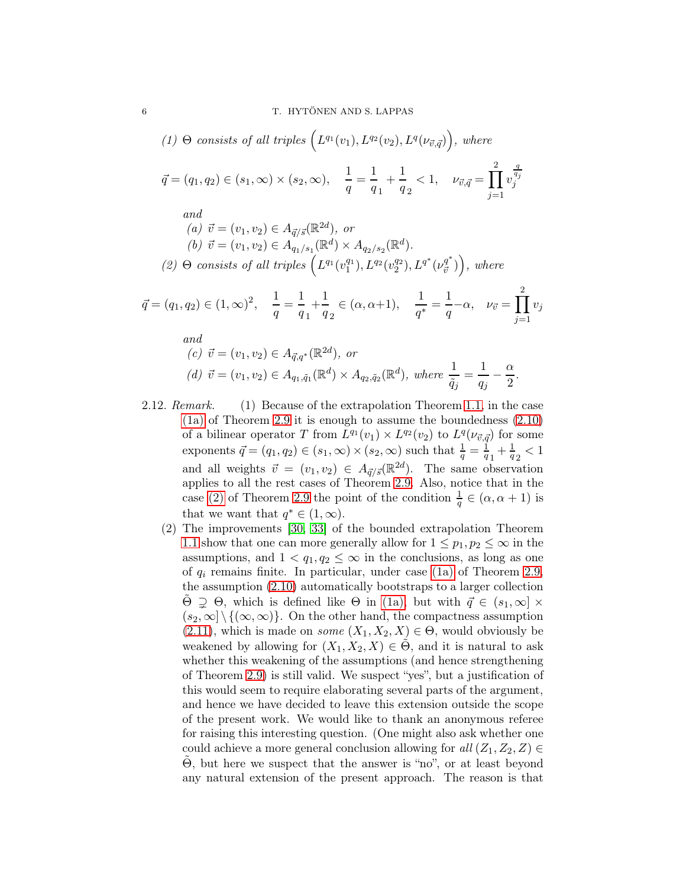*(1)* $\Theta$ *consists of all triples* $\left(L^{q_1}(v_1), L^{q_2}(v_2), L^{q}(\nu_{\vec{v},\vec{q}})\right)$*, where*

$$\vec{q} = (q_1, q_2) \in (s_1, \infty) \times (s_2, \infty), \quad \frac{1}{q} = \frac{1}{q_1} + \frac{1}{q_2} < 1, \quad \nu_{\vec{v},\vec{q}} = \prod_{j=1}^{2} v_j^{\frac{q}{q_j}}$$

*and*

*(a)* $\vec{v} = (v_1, v_2) \in A_{\vec{q}/\vec{s}}(\mathbb{R}^{2d})$*, or*

*(b)* $\vec{v} = (v_1, v_2) \in A_{q_1/s_1}(\mathbb{R}^{d}) \times A_{q_2/s_2}(\mathbb{R}^{d})$*.*

*(2)* $\Theta$ *consists of all triples* $\left(L^{q_1}(v_1^{q_1}), L^{q_2}(v_2^{q_2}), L^{q^*}(\nu_{\vec{v}}^{q^*})\right)$*, where*

$$\vec{q} = (q_1, q_2) \in (1, \infty)^2, \quad \frac{1}{q} = \frac{1}{q_1} + \frac{1}{q_2} \in (\alpha, \alpha+1), \quad \frac{1}{q^*} = \frac{1}{q} - \alpha, \quad \nu_{\vec{v}} = \prod_{j=1}^{2} v_j$$

*and*

*(c)* $\vec{v} = (v_1, v_2) \in A_{\vec{q},q^*}(\mathbb{R}^{2d})$*, or*

*(d)* $\vec{v} = (v_1, v_2) \in A_{q_1,\tilde{q}_1}(\mathbb{R}^{d}) \times A_{q_2,\tilde{q}_2}(\mathbb{R}^{d})$*, where* $\dfrac{1}{\tilde{q}_j} = \dfrac{1}{q_j} - \dfrac{\alpha}{2}$*.*

2.12. *Remark.* (1) Because of the extrapolation Theorem 1.1, in the case (1a) of Theorem 2.9 it is enough to assume the boundedness (2.10) of a bilinear operator $T$ from $L^{q_1}(v_1) \times L^{q_2}(v_2)$ to $L^{q}(\nu_{\vec{v},\vec{q}})$ for some exponents $\vec{q} = (q_1, q_2) \in (s_1, \infty) \times (s_2, \infty)$ such that $\frac{1}{q} = \frac{1}{q_1} + \frac{1}{q_2} < 1$ and all weights $\vec{v} = (v_1, v_2) \in A_{\vec{q}/\vec{s}}(\mathbb{R}^{2d})$. The same observation applies to all the rest cases of Theorem 2.9. Also, notice that in the case (2) of Theorem 2.9 the point of the condition $\frac{1}{q} \in (\alpha, \alpha+1)$ is that we want $q^* \in (1, \infty)$.

(2) The improvements [30, 33] of the bounded extrapolation Theorem 1.1 show that one can more generally allow for $1 \le p_1, p_2 \le \infty$ in the assumptions, and $1 < q_1, q_2 \le \infty$ in the conclusions, as long as one of $q_i$ remains finite. In particular, under case (1a) of Theorem 2.9, the assumption (2.10) automatically bootstraps to a larger collection $\tilde{\Theta} \supsetneq \Theta$, which is defined like $\Theta$ in (1a), but with $\vec{q} \in (s_1, \infty] \times (s_2, \infty] \setminus \{(\infty, \infty)\}$. On the other hand, the compactness assumption (2.11), which is made on *some* $(X_1, X_2, X) \in \Theta$, would obviously be weakened by allowing for $(X_1, X_2, X) \in \tilde{\Theta}$, and it is natural to ask whether this weakening of the assumptions (and hence strengthening of Theorem 2.9) is still valid. We suspect "yes", but a justification of this would seem to require elaborating several parts of the argument, and hence we have decided to leave this extension outside the scope of the present work. We would like to thank an anonymous referee for raising this interesting question. (One might also ask whether one could achieve a more general conclusion allowing for *all* $(Z_1, Z_2, Z) \in \tilde{\Theta}$, but here we suspect that the answer is "no", or at least beyond any natural extension of the present approach. The reason is that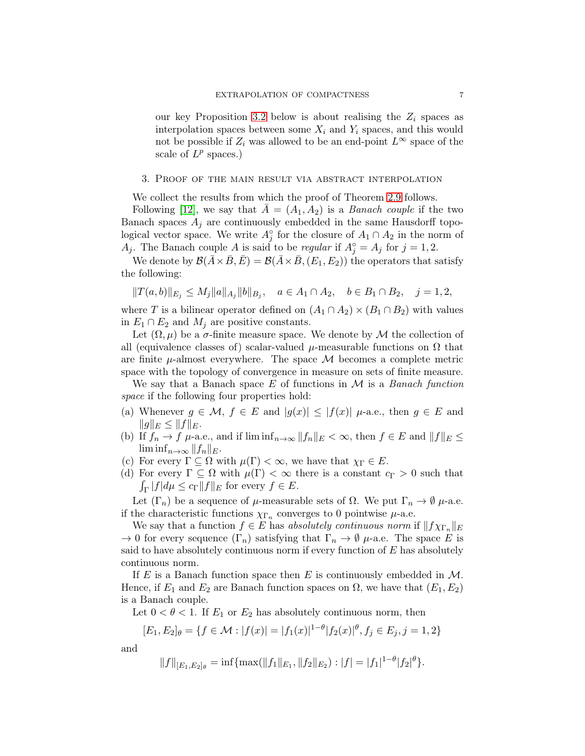our key Proposition 3.2 below is about realising the $Z_i$ spaces as interpolation spaces between some $X_i$ and $Y_i$ spaces, and this would not be possible if $Z_i$ was allowed to be an end-point $L^\infty$ space of the scale of $L^p$ spaces.)

## 3. Proof of the main result via abstract interpolation

We collect the results from which the proof of Theorem 2.9 follows.

Following [12], we say that $\bar{A} = (A_1, A_2)$ is a *Banach couple* if the two Banach spaces $A_j$ are continuously embedded in the same Hausdorff topological vector space. We write $A_j^\circ$ for the closure of $A_1 \cap A_2$ in the norm of $A_j$. The Banach couple $A$ is said to be *regular* if $A_j^\circ = A_j$ for $j = 1, 2$.

We denote by $\mathcal{B}(\bar{A} \times \bar{B}, \bar{E}) = \mathcal{B}(\bar{A} \times \bar{B}, (E_1, E_2))$ the operators that satisfy the following:

$$\|T(a, b)\|_{E_j} \leq M_j \|a\|_{A_j} \|b\|_{B_j}, \quad a \in A_1 \cap A_2, \quad b \in B_1 \cap B_2, \quad j = 1, 2,$$

where $T$ is a bilinear operator defined on $(A_1 \cap A_2) \times (B_1 \cap B_2)$ with values in $E_1 \cap E_2$ and $M_j$ are positive constants.

Let $(\Omega, \mu)$ be a $\sigma$-finite measure space. We denote by $\mathcal{M}$ the collection of all (equivalence classes of) scalar-valued $\mu$-measurable functions on $\Omega$ that are finite $\mu$-almost everywhere. The space $\mathcal{M}$ becomes a complete metric space with the topology of convergence in measure on sets of finite measure.

We say that a Banach space $E$ of functions in $\mathcal{M}$ is a *Banach function space* if the following four properties hold:

(a) Whenever $g \in \mathcal{M}$, $f \in E$ and $|g(x)| \leq |f(x)|$ $\mu$-a.e., then $g \in E$ and $\|g\|_E \leq \|f\|_E$.
(b) If $f_n \to f$ $\mu$-a.e., and if $\liminf_{n\to\infty} \|f_n\|_E < \infty$, then $f \in E$ and $\|f\|_E \leq \liminf_{n\to\infty} \|f_n\|_E$.
(c) For every $\Gamma \subseteq \Omega$ with $\mu(\Gamma) < \infty$, we have that $\chi_\Gamma \in E$.
(d) For every $\Gamma \subseteq \Omega$ with $\mu(\Gamma) < \infty$ there is a constant $c_\Gamma > 0$ such that $\int_\Gamma |f| d\mu \leq c_\Gamma \|f\|_E$ for every $f \in E$.

Let $(\Gamma_n)$ be a sequence of $\mu$-measurable sets of $\Omega$. We put $\Gamma_n \to \emptyset$ $\mu$-a.e. if the characteristic functions $\chi_{\Gamma_n}$ converges to 0 pointwise $\mu$-a.e.

We say that a function $f \in E$ has *absolutely continuous norm* if $\|f\chi_{\Gamma_n}\|_E \to 0$ for every sequence $(\Gamma_n)$ satisfying that $\Gamma_n \to \emptyset$ $\mu$-a.e. The space $E$ is said to have absolutely continuous norm if every function of $E$ has absolutely continuous norm.

If $E$ is a Banach function space then $E$ is continuously embedded in $\mathcal{M}$. Hence, if $E_1$ and $E_2$ are Banach function spaces on $\Omega$, we have that $(E_1, E_2)$ is a Banach couple.

Let $0 < \theta < 1$. If $E_1$ or $E_2$ has absolutely continuous norm, then

$$[E_1, E_2]_\theta = \{f \in \mathcal{M} : |f(x)| = |f_1(x)|^{1-\theta} |f_2(x)|^\theta, f_j \in E_j, j = 1, 2\}$$

and

$$\|f\|_{[E_1,E_2]_\theta} = \inf\{\max(\|f_1\|_{E_1}, \|f_2\|_{E_2}) : |f| = |f_1|^{1-\theta} |f_2|^\theta\}.$$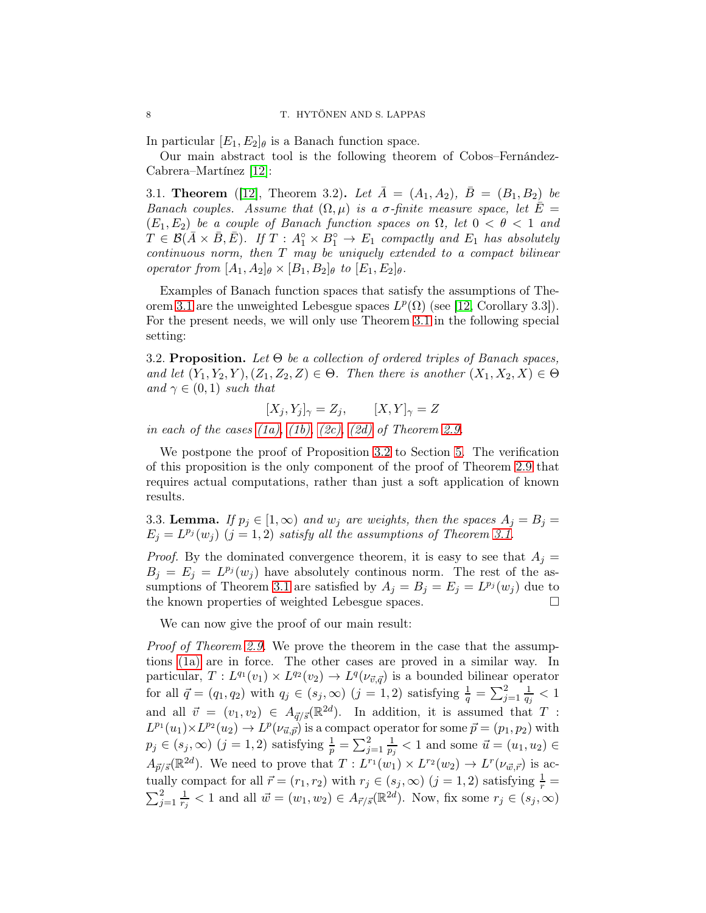In particular $[E_1, E_2]_\theta$ is a Banach function space.

Our main abstract tool is the following theorem of Cobos–Fernández-Cabrera–Martínez [12]:

3.1. **Theorem** ([12], Theorem 3.2). *Let $\bar{A} = (A_1, A_2)$, $\bar{B} = (B_1, B_2)$ be Banach couples. Assume that $(\Omega, \mu)$ is a $\sigma$-finite measure space, let $\bar{E} = (E_1, E_2)$ be a couple of Banach function spaces on $\Omega$, let $0 < \theta < 1$ and $T \in \mathcal{B}(\bar{A} \times \bar{B}, \bar{E})$. If $T : A_1^\circ \times B_1^\circ \to E_1$ compactly and $E_1$ has absolutely continuous norm, then $T$ may be uniquely extended to a compact bilinear operator from $[A_1, A_2]_\theta \times [B_1, B_2]_\theta$ to $[E_1, E_2]_\theta$.*

Examples of Banach function spaces that satisfy the assumptions of Theorem 3.1 are the unweighted Lebesgue spaces $L^p(\Omega)$ (see [12, Corollary 3.3]). For the present needs, we will only use Theorem 3.1 in the following special setting:

3.2. **Proposition.** *Let $\Theta$ be a collection of ordered triples of Banach spaces, and let $(Y_1, Y_2, Y), (Z_1, Z_2, Z) \in \Theta$. Then there is another $(X_1, X_2, X) \in \Theta$ and $\gamma \in (0, 1)$ such that*

$$[X_j, Y_j]_\gamma = Z_j, \qquad [X, Y]_\gamma = Z$$

*in each of the cases (1a), (1b), (2c), (2d) of Theorem 2.9.*

We postpone the proof of Proposition 3.2 to Section 5. The verification of this proposition is the only component of the proof of Theorem 2.9 that requires actual computations, rather than just a soft application of known results.

3.3. **Lemma.** *If $p_j \in [1, \infty)$ and $w_j$ are weights, then the spaces $A_j = B_j = E_j = L^{p_j}(w_j)$ $(j = 1, 2)$ satisfy all the assumptions of Theorem 3.1.*

*Proof.* By the dominated convergence theorem, it is easy to see that $A_j = B_j = E_j = L^{p_j}(w_j)$ have absolutely continous norm. The rest of the assumptions of Theorem 3.1 are satisfied by $A_j = B_j = E_j = L^{p_j}(w_j)$ due to the known properties of weighted Lebesgue spaces. $\square$

We can now give the proof of our main result:

*Proof of Theorem 2.9.* We prove the theorem in the case that the assumptions (1a) are in force. The other cases are proved in a similar way. In particular, $T : L^{q_1}(v_1) \times L^{q_2}(v_2) \to L^q(\nu_{\vec{v},\vec{q}})$ is a bounded bilinear operator for all $\vec{q} = (q_1, q_2)$ with $q_j \in (s_j, \infty)$ $(j = 1, 2)$ satisfying $\frac{1}{q} = \sum_{j=1}^2 \frac{1}{q_j} < 1$ and all $\vec{v} = (v_1, v_2) \in A_{\vec{q}/\vec{s}}(\mathbb{R}^{2d})$. In addition, it is assumed that $T : L^{p_1}(u_1) \times L^{p_2}(u_2) \to L^p(\nu_{\vec{u},\vec{p}})$ is a compact operator for some $\vec{p} = (p_1, p_2)$ with $p_j \in (s_j, \infty)$ $(j = 1, 2)$ satisfying $\frac{1}{p} = \sum_{j=1}^2 \frac{1}{p_j} < 1$ and some $\vec{u} = (u_1, u_2) \in A_{\vec{p}/\vec{s}}(\mathbb{R}^{2d})$. We need to prove that $T : L^{r_1}(w_1) \times L^{r_2}(w_2) \to L^r(\nu_{\vec{w},\vec{r}})$ is actually compact for all $\vec{r} = (r_1, r_2)$ with $r_j \in (s_j, \infty)$ $(j = 1, 2)$ satisfying $\frac{1}{r} = \sum_{j=1}^2 \frac{1}{r_j} < 1$ and all $\vec{w} = (w_1, w_2) \in A_{\vec{r}/\vec{s}}(\mathbb{R}^{2d})$. Now, fix some $r_j \in (s_j, \infty)$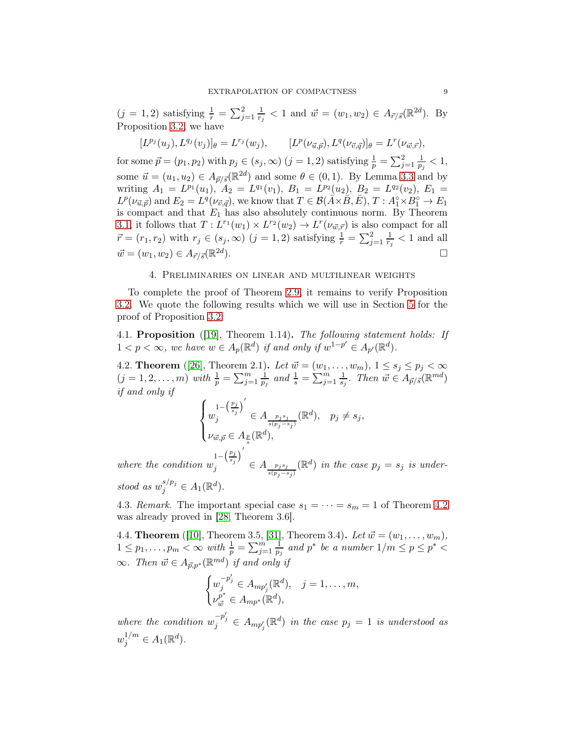$(j=1,2)$ satisfying $\frac{1}{r}=\sum_{j=1}^{2}\frac{1}{r_j}<1$ and $\vec{w}=(w_1,w_2)\in A_{\vec{r}/\vec{s}}(\mathbb{R}^{2d})$. By Proposition 3.2, we have

$$[L^{p_j}(u_j),L^{q_j}(v_j)]_\theta=L^{r_j}(w_j),\qquad [L^p(\nu_{\vec{u},\vec{p}}),L^q(\nu_{\vec{v},\vec{q}})]_\theta=L^r(\nu_{\vec{w},\vec{r}}),$$

for some $\vec{p}=(p_1,p_2)$ with $p_j\in(s_j,\infty)$ $(j=1,2)$ satisfying $\frac{1}{p}=\sum_{j=1}^{2}\frac{1}{p_j}<1$, some $\vec{u}=(u_1,u_2)\in A_{\vec{p}/\vec{s}}(\mathbb{R}^{2d})$ and some $\theta\in(0,1)$. By Lemma 3.3 and by writing $A_1=L^{p_1}(u_1)$, $A_2=L^{q_1}(v_1)$, $B_1=L^{p_2}(u_2)$, $B_2=L^{q_2}(v_2)$, $E_1=L^p(\nu_{\vec{u},\vec{p}})$ and $E_2=L^q(\nu_{\vec{v},\vec{q}})$, we know that $T\in\mathcal{B}(\bar{A}\times\bar{B},\bar{E})$, $T:A_1^\circ\times B_1^\circ\to E_1$ is compact and that $E_1$ has also absolutely continuous norm. By Theorem 3.1, it follows that $T:L^{r_1}(w_1)\times L^{r_2}(w_2)\to L^r(\nu_{\vec{w},\vec{r}})$ is also compact for all $\vec{r}=(r_1,r_2)$ with $r_j\in(s_j,\infty)$ $(j=1,2)$ satisfying $\frac{1}{r}=\sum_{j=1}^{2}\frac{1}{r_j}<1$ and all $\vec{w}=(w_1,w_2)\in A_{\vec{r}/\vec{s}}(\mathbb{R}^{2d})$. □

## 4. Preliminaries on linear and multilinear weights

To complete the proof of Theorem 2.9, it remains to verify Proposition 3.2. We quote the following results which we will use in Section 5 for the proof of Proposition 3.2.

**4.1. Proposition** ([19], Theorem 1.14)**.** *The following statement holds: If $1<p<\infty$, we have $w\in A_p(\mathbb{R}^d)$ if and only if $w^{1-p'}\in A_{p'}(\mathbb{R}^d)$.*

**4.2. Theorem** ([26], Theorem 2.1)**.** *Let $\vec{w}=(w_1,\dots,w_m)$, $1\le s_j\le p_j<\infty$ $(j=1,2,\dots,m)$ with $\frac{1}{p}=\sum_{j=1}^{m}\frac{1}{p_j}$ and $\frac{1}{s}=\sum_{j=1}^{m}\frac{1}{s_j}$. Then $\vec{w}\in A_{\vec{p}/\vec{s}}(\mathbb{R}^{md})$ if and only if*

$$\begin{cases} w_j^{1-\left(\frac{p_j}{s_j}\right)'}\in A_{\frac{p_js_j}{s(p_j-s_j)}}(\mathbb{R}^d), & p_j\neq s_j,\\ \nu_{\vec{w},\vec{p}}\in A_{\frac{p}{s}}(\mathbb{R}^d), \end{cases}$$

*where the condition $w_j^{1-\left(\frac{p_j}{s_j}\right)'}\in A_{\frac{p_js_j}{s(p_j-s_j)}}(\mathbb{R}^d)$ in the case $p_j=s_j$ is understood as $w_j^{s/p_j}\in A_1(\mathbb{R}^d)$.*

4.3. *Remark.* The important special case $s_1=\dots=s_m=1$ of Theorem 4.2 was already proved in [28, Theorem 3.6].

**4.4. Theorem** ([10], Theorem 3.5, [31], Theorem 3.4)**.** *Let $\vec{w}=(w_1,\dots,w_m)$, $1\le p_1,\dots,p_m<\infty$ with $\frac{1}{p}=\sum_{j=1}^{m}\frac{1}{p_j}$ and $p^*$ be a number $1/m\le p\le p^*<\infty$. Then $\vec{w}\in A_{\vec{p},p^*}(\mathbb{R}^{md})$ if and only if*

$$\begin{cases} w_j^{-p_j'}\in A_{mp_j'}(\mathbb{R}^d), & j=1,\dots,m,\\ \nu_{\vec{w}}^{p^*}\in A_{mp^*}(\mathbb{R}^d), \end{cases}$$

*where the condition $w_j^{-p_j'}\in A_{mp_j'}(\mathbb{R}^d)$ in the case $p_j=1$ is understood as $w_j^{1/m}\in A_1(\mathbb{R}^d)$.*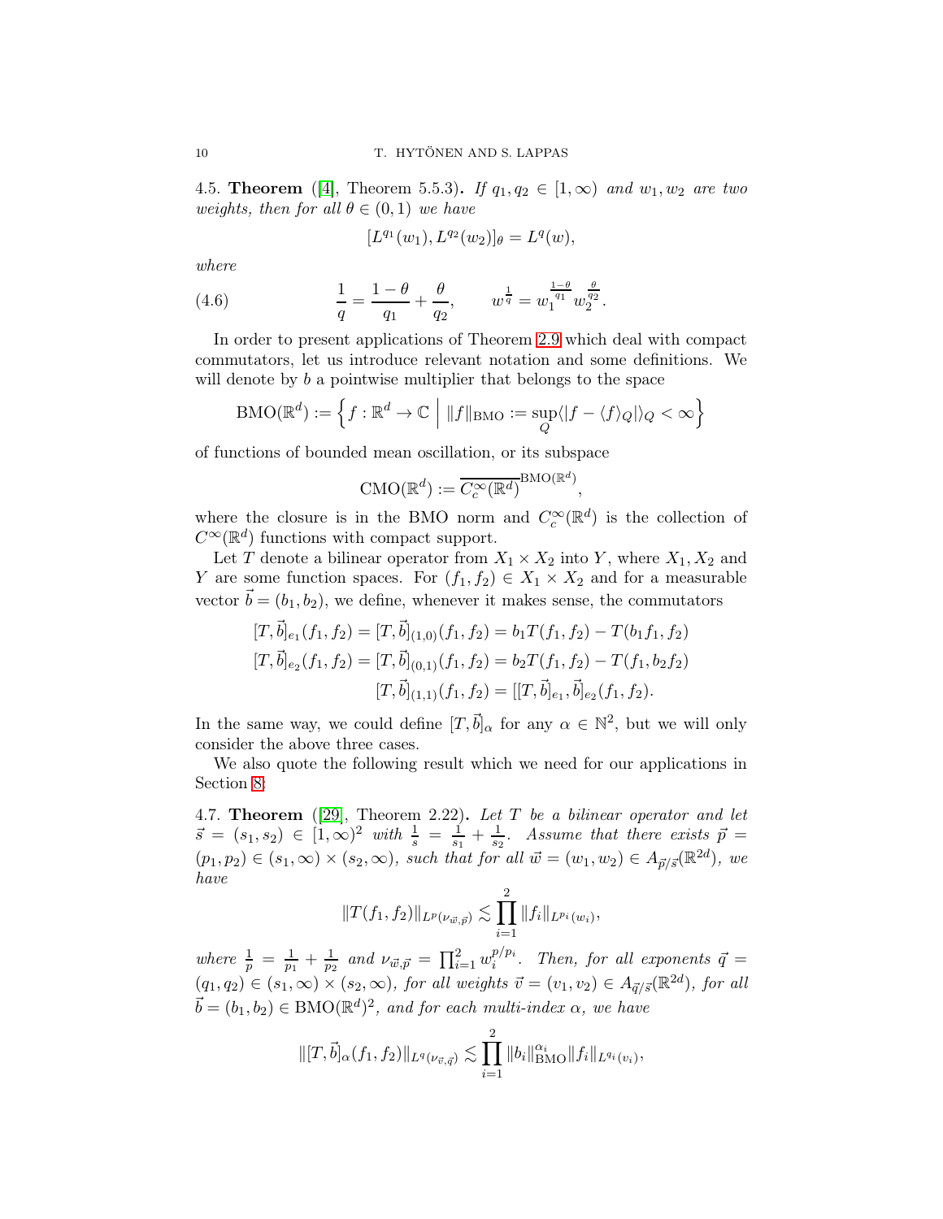**4.5. Theorem** ([4], Theorem 5.5.3)**.** *If $q_1, q_2 \in [1, \infty)$ and $w_1, w_2$ are two weights, then for all $\theta \in (0,1)$ we have*

$$[L^{q_1}(w_1), L^{q_2}(w_2)]_\theta = L^q(w),$$

*where*

$$\frac{1}{q} = \frac{1-\theta}{q_1} + \frac{\theta}{q_2}, \qquad w^{\frac{1}{q}} = w_1^{\frac{1-\theta}{q_1}} w_2^{\frac{\theta}{q_2}}. \tag{4.6}$$

In order to present applications of Theorem 2.9 which deal with compact commutators, let us introduce relevant notation and some definitions. We will denote by $b$ a pointwise multiplier that belongs to the space

$$\mathrm{BMO}(\mathbb{R}^d) := \Big\{ f : \mathbb{R}^d \to \mathbb{C} \;\Big|\; \|f\|_{\mathrm{BMO}} := \sup_Q \langle |f - \langle f \rangle_Q| \rangle_Q < \infty \Big\}$$

of functions of bounded mean oscillation, or its subspace

$$\mathrm{CMO}(\mathbb{R}^d) := \overline{C_c^\infty(\mathbb{R}^d)}^{\mathrm{BMO}(\mathbb{R}^d)},$$

where the closure is in the BMO norm and $C_c^\infty(\mathbb{R}^d)$ is the collection of $C^\infty(\mathbb{R}^d)$ functions with compact support.

Let $T$ denote a bilinear operator from $X_1 \times X_2$ into $Y$, where $X_1, X_2$ and $Y$ are some function spaces. For $(f_1, f_2) \in X_1 \times X_2$ and for a measurable vector $\vec{b} = (b_1, b_2)$, we define, whenever it makes sense, the commutators

$$\begin{aligned}
[T, \vec{b}]_{e_1}(f_1, f_2) &= [T, \vec{b}]_{(1,0)}(f_1, f_2) = b_1 T(f_1, f_2) - T(b_1 f_1, f_2) \\
[T, \vec{b}]_{e_2}(f_1, f_2) &= [T, \vec{b}]_{(0,1)}(f_1, f_2) = b_2 T(f_1, f_2) - T(f_1, b_2 f_2) \\
[T, \vec{b}]_{(1,1)}(f_1, f_2) &= [[T, \vec{b}]_{e_1}, \vec{b}]_{e_2}(f_1, f_2).
\end{aligned}$$

In the same way, we could define $[T, \vec{b}]_\alpha$ for any $\alpha \in \mathbb{N}^2$, but we will only consider the above three cases.

We also quote the following result which we need for our applications in Section 8:

**4.7. Theorem** ([29], Theorem 2.22)**.** *Let $T$ be a bilinear operator and let $\vec{s} = (s_1, s_2) \in [1, \infty)^2$ with $\frac{1}{s} = \frac{1}{s_1} + \frac{1}{s_2}$. Assume that there exists $\vec{p} = (p_1, p_2) \in (s_1, \infty) \times (s_2, \infty)$, such that for all $\vec{w} = (w_1, w_2) \in A_{\vec{p}/\vec{s}}(\mathbb{R}^{2d})$, we have*

$$\|T(f_1, f_2)\|_{L^p(\nu_{\vec{w},\vec{p}})} \lesssim \prod_{i=1}^2 \|f_i\|_{L^{p_i}(w_i)},$$

*where $\frac{1}{p} = \frac{1}{p_1} + \frac{1}{p_2}$ and $\nu_{\vec{w},\vec{p}} = \prod_{i=1}^2 w_i^{p/p_i}$. Then, for all exponents $\vec{q} = (q_1, q_2) \in (s_1, \infty) \times (s_2, \infty)$, for all weights $\vec{v} = (v_1, v_2) \in A_{\vec{q}/\vec{s}}(\mathbb{R}^{2d})$, for all $\vec{b} = (b_1, b_2) \in \mathrm{BMO}(\mathbb{R}^d)^2$, and for each multi-index $\alpha$, we have*

$$\|[T, \vec{b}]_\alpha(f_1, f_2)\|_{L^q(\nu_{\vec{v},\vec{q}})} \lesssim \prod_{i=1}^2 \|b_i\|_{\mathrm{BMO}}^{\alpha_i} \|f_i\|_{L^{q_i}(v_i)},$$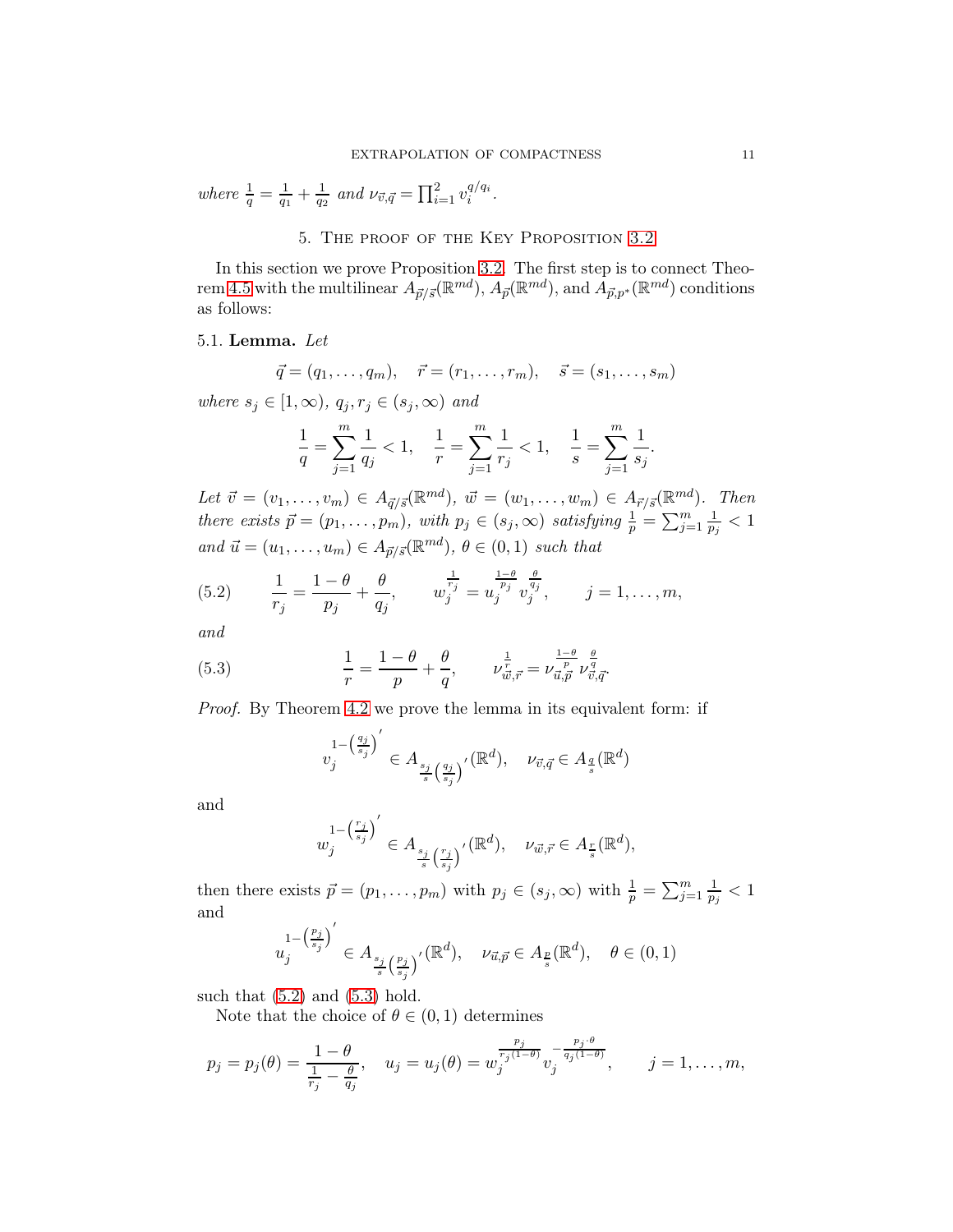*where* $\frac{1}{q} = \frac{1}{q_1} + \frac{1}{q_2}$ *and* $\nu_{\vec{v},\vec{q}} = \prod_{i=1}^{2} v_i^{q/q_i}$.

## 5. The proof of the Key Proposition 3.2

In this section we prove Proposition 3.2. The first step is to connect Theorem 4.5 with the multilinear $A_{\vec{p}/\vec{s}}(\mathbb{R}^{md})$, $A_{\vec{p}}(\mathbb{R}^{md})$, and $A_{\vec{p},p^*}(\mathbb{R}^{md})$ conditions as follows:

**5.1. Lemma.** *Let*

$$\vec{q} = (q_1, \dots, q_m), \quad \vec{r} = (r_1, \dots, r_m), \quad \vec{s} = (s_1, \dots, s_m)$$

*where* $s_j \in [1, \infty)$, $q_j, r_j \in (s_j, \infty)$ *and*

$$\frac{1}{q} = \sum_{j=1}^{m} \frac{1}{q_j} < 1, \quad \frac{1}{r} = \sum_{j=1}^{m} \frac{1}{r_j} < 1, \quad \frac{1}{s} = \sum_{j=1}^{m} \frac{1}{s_j}.$$

*Let* $\vec{v} = (v_1, \dots, v_m) \in A_{\vec{q}/\vec{s}}(\mathbb{R}^{md})$, $\vec{w} = (w_1, \dots, w_m) \in A_{\vec{r}/\vec{s}}(\mathbb{R}^{md})$. *Then there exists* $\vec{p} = (p_1, \dots, p_m)$, *with* $p_j \in (s_j, \infty)$ *satisfying* $\frac{1}{p} = \sum_{j=1}^{m} \frac{1}{p_j} < 1$ *and* $\vec{u} = (u_1, \dots, u_m) \in A_{\vec{p}/\vec{s}}(\mathbb{R}^{md})$, $\theta \in (0, 1)$ *such that*

$$\frac{1}{r_j} = \frac{1-\theta}{p_j} + \frac{\theta}{q_j}, \qquad w_j^{\frac{1}{r_j}} = u_j^{\frac{1-\theta}{p_j}} v_j^{\frac{\theta}{q_j}}, \qquad j = 1, \dots, m, \tag{5.2}$$

*and*

$$\frac{1}{r} = \frac{1-\theta}{p} + \frac{\theta}{q}, \qquad \nu_{\vec{w},\vec{r}}^{\frac{1}{r}} = \nu_{\vec{u},\vec{p}}^{\frac{1-\theta}{p}} \nu_{\vec{v},\vec{q}}^{\frac{\theta}{q}}. \tag{5.3}$$

*Proof.* By Theorem 4.2 we prove the lemma in its equivalent form: if

$$v_j^{1-\left(\frac{q_j}{s_j}\right)'} \in A_{\frac{s_j}{s}\left(\frac{q_j}{s_j}\right)'}(\mathbb{R}^d), \quad \nu_{\vec{v},\vec{q}} \in A_{\frac{q}{s}}(\mathbb{R}^d)$$

and

$$w_j^{1-\left(\frac{r_j}{s_j}\right)'} \in A_{\frac{s_j}{s}\left(\frac{r_j}{s_j}\right)'}(\mathbb{R}^d), \quad \nu_{\vec{w},\vec{r}} \in A_{\frac{r}{s}}(\mathbb{R}^d),$$

then there exists $\vec{p} = (p_1, \dots, p_m)$ with $p_j \in (s_j, \infty)$ with $\frac{1}{p} = \sum_{j=1}^{m} \frac{1}{p_j} < 1$ and

$$u_j^{1-\left(\frac{p_j}{s_j}\right)'} \in A_{\frac{s_j}{s}\left(\frac{p_j}{s_j}\right)'}(\mathbb{R}^d), \quad \nu_{\vec{u},\vec{p}} \in A_{\frac{p}{s}}(\mathbb{R}^d), \quad \theta \in (0, 1)$$

such that (5.2) and (5.3) hold.

Note that the choice of $\theta \in (0, 1)$ determines

$$p_j = p_j(\theta) = \frac{1-\theta}{\frac{1}{r_j} - \frac{\theta}{q_j}}, \quad u_j = u_j(\theta) = w_j^{\frac{p_j}{r_j(1-\theta)}} v_j^{-\frac{p_j \cdot \theta}{q_j(1-\theta)}}, \qquad j = 1, \dots, m,$$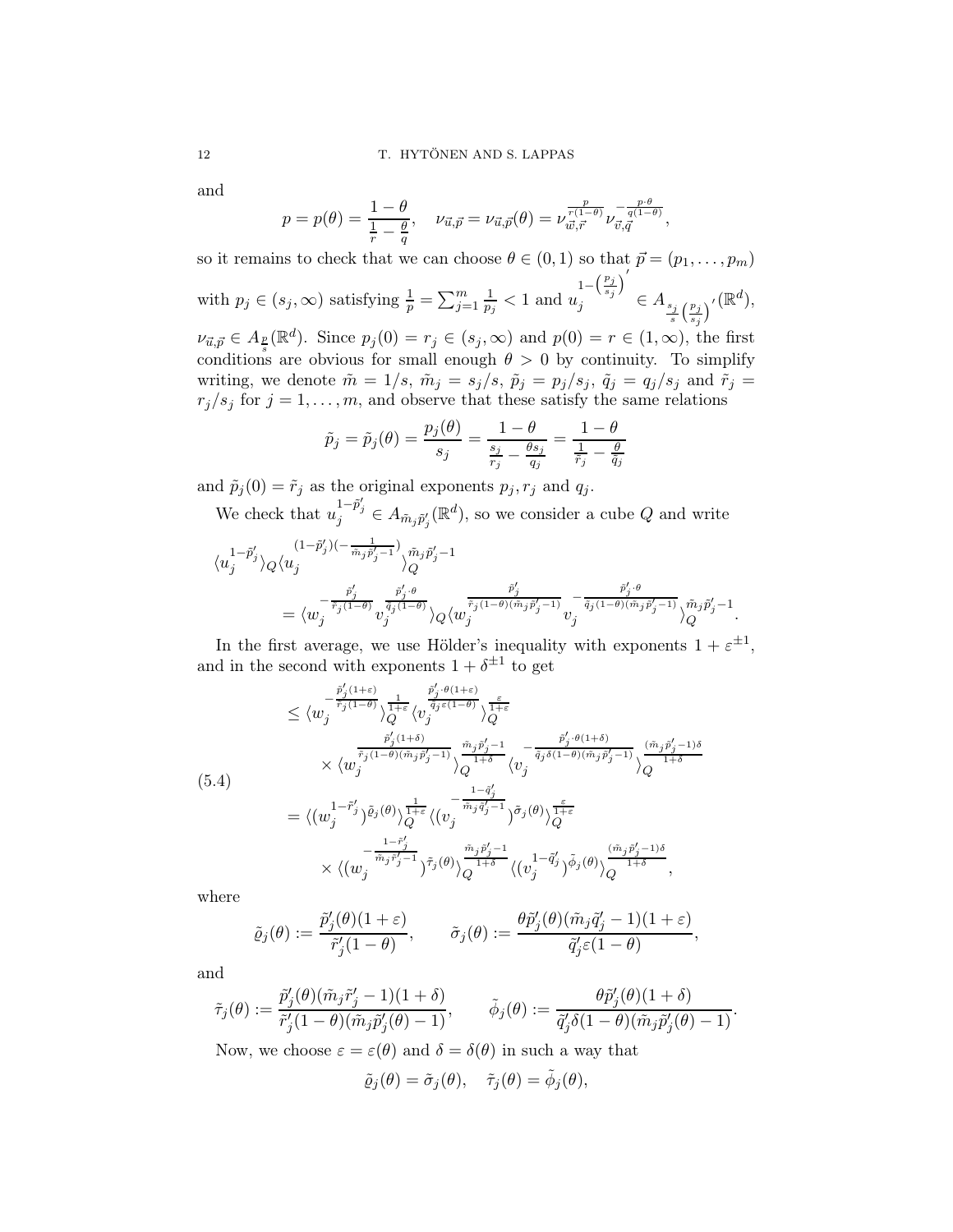and

$$p = p(\theta) = \frac{1-\theta}{\frac{1}{r} - \frac{\theta}{q}}, \quad \nu_{\vec{u},\vec{p}} = \nu_{\vec{u},\vec{p}}(\theta) = \nu_{\vec{w},\vec{r}}^{\frac{p}{r(1-\theta)}} \nu_{\vec{v},\vec{q}}^{-\frac{p\cdot\theta}{q(1-\theta)}},$$

so it remains to check that we can choose $\theta \in (0,1)$ so that $\vec{p} = (p_1, \ldots, p_m)$ with $p_j \in (s_j, \infty)$ satisfying $\frac{1}{p} = \sum_{j=1}^m \frac{1}{p_j} < 1$ and $u_j^{1-\left(\frac{p_j}{s_j}\right)'} \in A_{\frac{s_j}{s}\left(\frac{p_j}{s_j}\right)'}(\mathbb{R}^d)$, $\nu_{\vec{u},\vec{p}} \in A_{\frac{p}{s}}(\mathbb{R}^d)$. Since $p_j(0) = r_j \in (s_j, \infty)$ and $p(0) = r \in (1, \infty)$, the first conditions are obvious for small enough $\theta > 0$ by continuity. To simplify writing, we denote $\tilde{m} = 1/s$, $\tilde{m}_j = s_j/s$, $\tilde{p}_j = p_j/s_j$, $\tilde{q}_j = q_j/s_j$ and $\tilde{r}_j = r_j/s_j$ for $j = 1, \ldots, m$, and observe that these satisfy the same relations

$$\tilde{p}_j = \tilde{p}_j(\theta) = \frac{p_j(\theta)}{s_j} = \frac{1-\theta}{\frac{s_j}{r_j} - \frac{\theta s_j}{q_j}} = \frac{1-\theta}{\frac{1}{\tilde{r}_j} - \frac{\theta}{\tilde{q}_j}}$$

and $\tilde{p}_j(0) = \tilde{r}_j$ as the original exponents $p_j, r_j$ and $q_j$.

We check that $u_j^{1-\tilde{p}_j'} \in A_{\tilde{m}_j \tilde{p}_j'}(\mathbb{R}^d)$, so we consider a cube $Q$ and write

$$\begin{aligned}
&\langle u_j^{1-\tilde{p}_j'} \rangle_Q \langle u_j^{(1-\tilde{p}_j')(-\frac{1}{\tilde{m}_j \tilde{p}_j' - 1})} \rangle_Q^{\tilde{m}_j \tilde{p}_j' - 1} \\
&\qquad = \langle w_j^{-\frac{\tilde{p}_j'}{\tilde{r}_j(1-\theta)}} v_j^{\frac{\tilde{p}_j'\cdot\theta}{\tilde{q}_j(1-\theta)}} \rangle_Q \langle w_j^{\frac{\tilde{p}_j'}{\tilde{r}_j(1-\theta)(\tilde{m}_j\tilde{p}_j'-1)}} v_j^{-\frac{\tilde{p}_j'\cdot\theta}{\tilde{q}_j(1-\theta)(\tilde{m}_j\tilde{p}_j'-1)}} \rangle_Q^{\tilde{m}_j\tilde{p}_j'-1}.
\end{aligned}$$

In the first average, we use Hölder's inequality with exponents $1 + \varepsilon^{\pm 1}$, and in the second with exponents $1 + \delta^{\pm 1}$ to get

$$\begin{aligned}
&\leq \langle w_j^{-\frac{\tilde{p}_j'(1+\varepsilon)}{\tilde{r}_j(1-\theta)}} \rangle_Q^{\frac{1}{1+\varepsilon}} \langle v_j^{\frac{\tilde{p}_j'\cdot\theta(1+\varepsilon)}{\tilde{q}_j\varepsilon(1-\theta)}} \rangle_Q^{\frac{\varepsilon}{1+\varepsilon}} \\
&\quad \times \langle w_j^{\frac{\tilde{p}_j'(1+\delta)}{\tilde{r}_j(1-\theta)(\tilde{m}_j\tilde{p}_j'-1)}} \rangle_Q^{\frac{\tilde{m}_j\tilde{p}_j'-1}{1+\delta}} \langle v_j^{-\frac{\tilde{p}_j'\cdot\theta(1+\delta)}{\tilde{q}_j\delta(1-\theta)(\tilde{m}_j\tilde{p}_j'-1)}} \rangle_Q^{\frac{(\tilde{m}_j\tilde{p}_j'-1)\delta}{1+\delta}} \\
&= \langle (w_j^{1-\tilde{r}_j'})^{\tilde{\varrho}_j(\theta)} \rangle_Q^{\frac{1}{1+\varepsilon}} \langle (v_j^{-\frac{1-\tilde{q}_j'}{\tilde{m}_j\tilde{q}_j'-1}})^{\tilde{\sigma}_j(\theta)} \rangle_Q^{\frac{\varepsilon}{1+\varepsilon}} \\
&\quad \times \langle (w_j^{-\frac{1-\tilde{r}_j'}{\tilde{m}_j\tilde{r}_j'-1}})^{\tilde{\tau}_j(\theta)} \rangle_Q^{\frac{\tilde{m}_j\tilde{p}_j'-1}{1+\delta}} \langle (v_j^{1-\tilde{q}_j'})^{\tilde{\phi}_j(\theta)} \rangle_Q^{\frac{(\tilde{m}_j\tilde{p}_j'-1)\delta}{1+\delta}},
\end{aligned} \tag{5.4}$$

where

$$\tilde{\varrho}_j(\theta) := \frac{\tilde{p}_j'(\theta)(1+\varepsilon)}{\tilde{r}_j'(1-\theta)}, \qquad \tilde{\sigma}_j(\theta) := \frac{\theta\tilde{p}_j'(\theta)(\tilde{m}_j\tilde{q}_j'-1)(1+\varepsilon)}{\tilde{q}_j'\varepsilon(1-\theta)},$$

and

$$\tilde{\tau}_j(\theta) := \frac{\tilde{p}_j'(\theta)(\tilde{m}_j\tilde{r}_j'-1)(1+\delta)}{\tilde{r}_j'(1-\theta)(\tilde{m}_j\tilde{p}_j'(\theta)-1)}, \qquad \tilde{\phi}_j(\theta) := \frac{\theta\tilde{p}_j'(\theta)(1+\delta)}{\tilde{q}_j'\delta(1-\theta)(\tilde{m}_j\tilde{p}_j'(\theta)-1)}.$$

Now, we choose $\varepsilon = \varepsilon(\theta)$ and $\delta = \delta(\theta)$ in such a way that

$$\tilde{\varrho}_j(\theta) = \tilde{\sigma}_j(\theta), \quad \tilde{\tau}_j(\theta) = \tilde{\phi}_j(\theta),$$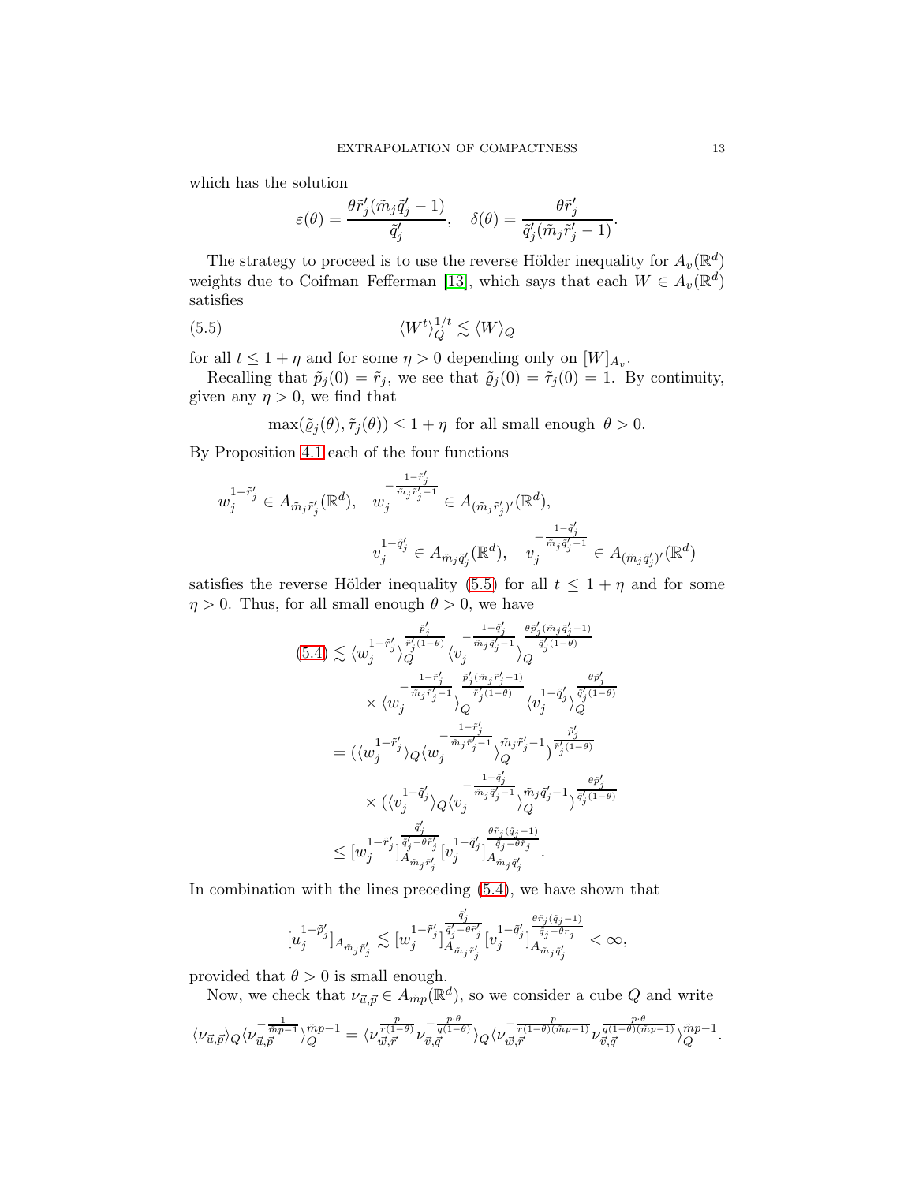which has the solution

$$\varepsilon(\theta) = \frac{\theta \tilde{r}_j'(\tilde{m}_j \tilde{q}_j' - 1)}{\tilde{q}_j'}, \quad \delta(\theta) = \frac{\theta \tilde{r}_j'}{\tilde{q}_j'(\tilde{m}_j \tilde{r}_j' - 1)}.$$

The strategy to proceed is to use the reverse Hölder inequality for $A_v(\mathbb{R}^d)$ weights due to Coifman–Fefferman [13], which says that each $W \in A_v(\mathbb{R}^d)$ satisfies

$$\langle W^t \rangle_Q^{1/t} \lesssim \langle W \rangle_Q \tag{5.5}$$

for all $t \le 1 + \eta$ and for some $\eta > 0$ depending only on $[W]_{A_v}$.

Recalling that $\tilde{p}_j(0) = \tilde{r}_j$, we see that $\tilde{\varrho}_j(0) = \tilde{\tau}_j(0) = 1$. By continuity, given any $\eta > 0$, we find that

$$\max(\tilde{\varrho}_j(\theta), \tilde{\tau}_j(\theta)) \le 1 + \eta \text{ for all small enough } \theta > 0.$$

By Proposition 4.1 each of the four functions

$$w_j^{1-\tilde{r}_j'} \in A_{\tilde{m}_j \tilde{r}_j'}(\mathbb{R}^d), \quad w_j^{-\frac{1-\tilde{r}_j'}{\tilde{m}_j \tilde{r}_j' - 1}} \in A_{(\tilde{m}_j \tilde{r}_j')'}(\mathbb{R}^d),$$
$$v_j^{1-\tilde{q}_j'} \in A_{\tilde{m}_j \tilde{q}_j'}(\mathbb{R}^d), \quad v_j^{-\frac{1-\tilde{q}_j'}{\tilde{m}_j \tilde{q}_j' - 1}} \in A_{(\tilde{m}_j \tilde{q}_j')'}(\mathbb{R}^d)$$

satisfies the reverse Hölder inequality (5.5) for all $t \le 1 + \eta$ and for some $\eta > 0$. Thus, for all small enough $\theta > 0$, we have

$$\begin{aligned}
(5.4) &\lesssim \langle w_j^{1-\tilde{r}_j'} \rangle_Q^{\frac{\tilde{p}_j'}{\tilde{r}_j'(1-\theta)}} \langle v_j^{-\frac{1-\tilde{q}_j'}{\tilde{m}_j \tilde{q}_j' - 1}} \rangle_Q^{\frac{\theta \tilde{p}_j'(\tilde{m}_j \tilde{q}_j' - 1)}{\tilde{q}_j'(1-\theta)}} \\
&\quad \times \langle w_j^{-\frac{1-\tilde{r}_j'}{\tilde{m}_j \tilde{r}_j' - 1}} \rangle_Q^{\frac{\tilde{p}_j'(\tilde{m}_j \tilde{r}_j' - 1)}{\tilde{r}_j'(1-\theta)}} \langle v_j^{1-\tilde{q}_j'} \rangle_Q^{\frac{\theta \tilde{p}_j'}{\tilde{q}_j'(1-\theta)}} \\
&= (\langle w_j^{1-\tilde{r}_j'} \rangle_Q \langle w_j^{-\frac{1-\tilde{r}_j'}{\tilde{m}_j \tilde{r}_j' - 1}} \rangle_Q^{\tilde{m}_j \tilde{r}_j' - 1})^{\frac{\tilde{p}_j'}{\tilde{r}_j'(1-\theta)}} \\
&\quad \times (\langle v_j^{1-\tilde{q}_j'} \rangle_Q \langle v_j^{-\frac{1-\tilde{q}_j'}{\tilde{m}_j \tilde{q}_j' - 1}} \rangle_Q^{\tilde{m}_j \tilde{q}_j' - 1})^{\frac{\theta \tilde{p}_j'}{\tilde{q}_j'(1-\theta)}} \\
&\le [w_j^{1-\tilde{r}_j'}]_{A_{\tilde{m}_j \tilde{r}_j'}}^{\frac{\tilde{q}_j'}{\tilde{q}_j' - \theta \tilde{r}_j'}} [v_j^{1-\tilde{q}_j'}]_{A_{\tilde{m}_j \tilde{q}_j'}}^{\frac{\theta \tilde{r}_j(\tilde{q}_j - 1)}{\tilde{q}_j - \theta r_j}}.
\end{aligned}$$

In combination with the lines preceding (5.4), we have shown that

$$[u_j^{1-\tilde{p}_j'}]_{A_{\tilde{m}_j \tilde{p}_j'}} \lesssim [w_j^{1-\tilde{r}_j'}]_{A_{\tilde{m}_j \tilde{r}_j'}}^{\frac{\tilde{q}_j'}{\tilde{q}_j' - \theta \tilde{r}_j'}} [v_j^{1-\tilde{q}_j'}]_{A_{\tilde{m}_j \tilde{q}_j'}}^{\frac{\theta \tilde{r}_j(\tilde{q}_j - 1)}{\tilde{q}_j - \theta r_j}} < \infty,$$

provided that $\theta > 0$ is small enough.

Now, we check that $\nu_{\vec{u},\vec{p}} \in A_{\tilde{m}p}(\mathbb{R}^d)$, so we consider a cube $Q$ and write

$$\langle \nu_{\vec{u},\vec{p}} \rangle_Q \langle \nu_{\vec{u},\vec{p}}^{-\frac{1}{\tilde{m}p-1}} \rangle_Q^{\tilde{m}p-1} = \langle \nu_{\vec{w},\vec{r}}^{\frac{p}{r(1-\theta)}} \nu_{\vec{v},\vec{q}}^{-\frac{p \cdot \theta}{q(1-\theta)}} \rangle_Q \langle \nu_{\vec{w},\vec{r}}^{-\frac{p}{r(1-\theta)(\tilde{m}p-1)}} \nu_{\vec{v},\vec{q}}^{\frac{p \cdot \theta}{q(1-\theta)(\tilde{m}p-1)}} \rangle_Q^{\tilde{m}p-1}.$$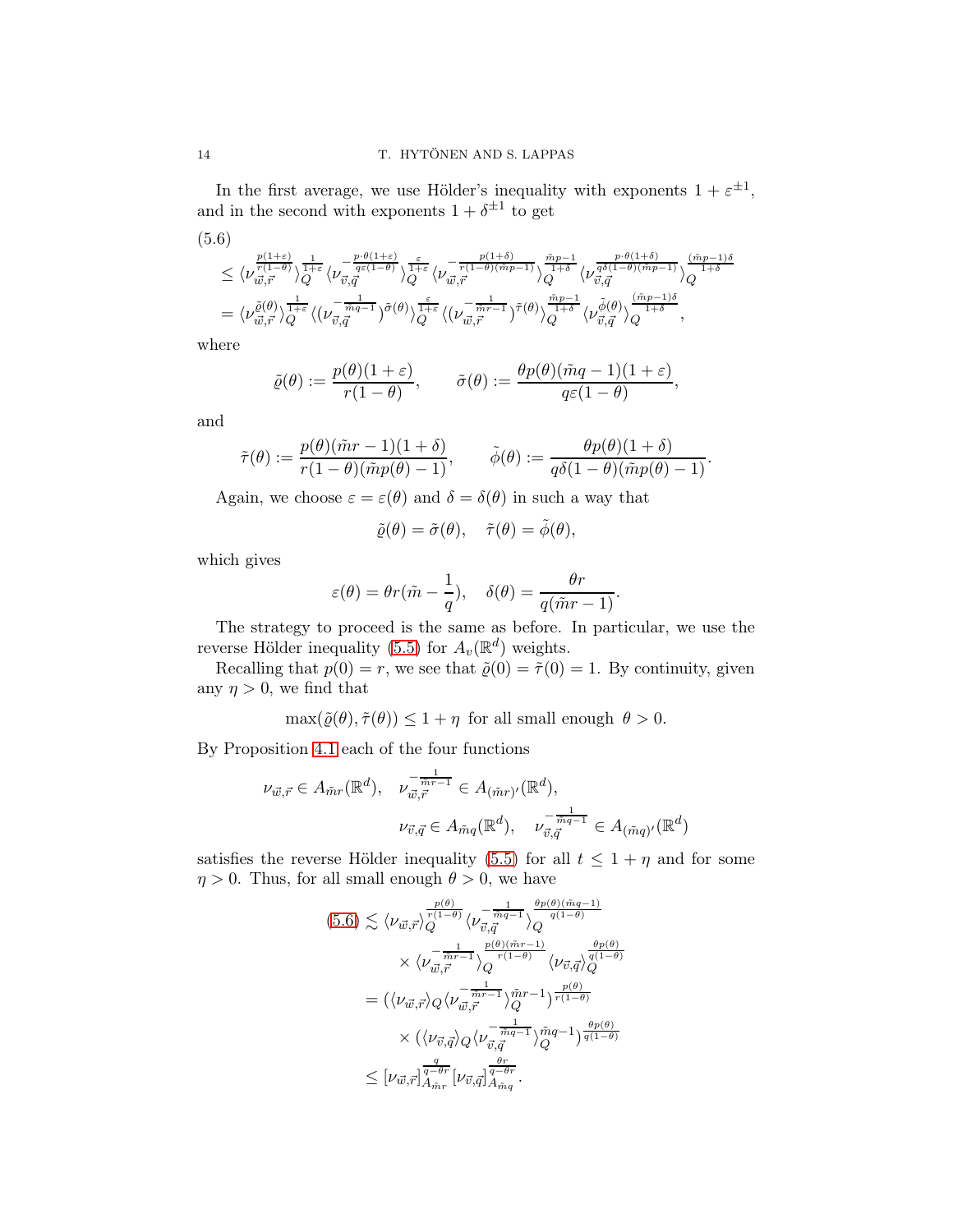In the first average, we use Hölder's inequality with exponents $1+\varepsilon^{\pm 1}$, and in the second with exponents $1+\delta^{\pm 1}$ to get

(5.6)

$$
\begin{aligned}
&\leq \langle \nu_{\vec{w},\vec{r}}^{\frac{p(1+\varepsilon)}{r(1-\theta)}}\rangle_Q^{\frac{1}{1+\varepsilon}} \langle \nu_{\vec{v},\vec{q}}^{-\frac{p\cdot\theta(1+\varepsilon)}{q\varepsilon(1-\theta)}}\rangle_Q^{\frac{\varepsilon}{1+\varepsilon}} \langle \nu_{\vec{w},\vec{r}}^{-\frac{p(1+\delta)}{r(1-\theta)(\tilde{m}p-1)}}\rangle_Q^{\frac{\tilde{m}p-1}{1+\delta}} \langle \nu_{\vec{v},\vec{q}}^{\frac{p\cdot\theta(1+\delta)}{q\delta(1-\theta)(\tilde{m}p-1)}}\rangle_Q^{\frac{(\tilde{m}p-1)\delta}{1+\delta}} \\
&= \langle \nu_{\vec{w},\vec{r}}^{\tilde{\varrho}(\theta)}\rangle_Q^{\frac{1}{1+\varepsilon}} \langle (\nu_{\vec{v},\vec{q}}^{-\frac{1}{\tilde{m}q-1}})^{\tilde{\sigma}(\theta)}\rangle_Q^{\frac{\varepsilon}{1+\varepsilon}} \langle (\nu_{\vec{w},\vec{r}}^{-\frac{1}{\tilde{m}r-1}})^{\tilde{\tau}(\theta)}\rangle_Q^{\frac{\tilde{m}p-1}{1+\delta}} \langle \nu_{\vec{v},\vec{q}}^{\tilde{\phi}(\theta)}\rangle_Q^{\frac{(\tilde{m}p-1)\delta}{1+\delta}},
\end{aligned}
$$

where

$$
\tilde{\varrho}(\theta) := \frac{p(\theta)(1+\varepsilon)}{r(1-\theta)}, \qquad \tilde{\sigma}(\theta) := \frac{\theta p(\theta)(\tilde{m}q-1)(1+\varepsilon)}{q\varepsilon(1-\theta)},
$$

and

$$
\tilde{\tau}(\theta) := \frac{p(\theta)(\tilde{m}r-1)(1+\delta)}{r(1-\theta)(\tilde{m}p(\theta)-1)}, \qquad \tilde{\phi}(\theta) := \frac{\theta p(\theta)(1+\delta)}{q\delta(1-\theta)(\tilde{m}p(\theta)-1)}.
$$

Again, we choose $\varepsilon = \varepsilon(\theta)$ and $\delta = \delta(\theta)$ in such a way that

$$
\tilde{\varrho}(\theta) = \tilde{\sigma}(\theta), \quad \tilde{\tau}(\theta) = \tilde{\phi}(\theta),
$$

which gives

$$
\varepsilon(\theta) = \theta r(\tilde{m} - \frac{1}{q}), \quad \delta(\theta) = \frac{\theta r}{q(\tilde{m}r-1)}.
$$

The strategy to proceed is the same as before. In particular, we use the reverse Hölder inequality (5.5) for $A_v(\mathbb{R}^d)$ weights.

Recalling that $p(0) = r$, we see that $\tilde{\varrho}(0) = \tilde{\tau}(0) = 1$. By continuity, given any $\eta > 0$, we find that

$$
\max(\tilde{\varrho}(\theta), \tilde{\tau}(\theta)) \leq 1 + \eta \text{ for all small enough } \theta > 0.
$$

By Proposition 4.1 each of the four functions

$$
\begin{aligned}
\nu_{\vec{w},\vec{r}} \in A_{\tilde{m}r}(\mathbb{R}^d), \quad &\nu_{\vec{w},\vec{r}}^{-\frac{1}{\tilde{m}r-1}} \in A_{(\tilde{m}r)'}(\mathbb{R}^d), \\
&\nu_{\vec{v},\vec{q}} \in A_{\tilde{m}q}(\mathbb{R}^d), \quad \nu_{\vec{v},\vec{q}}^{-\frac{1}{\tilde{m}q-1}} \in A_{(\tilde{m}q)'}(\mathbb{R}^d)
\end{aligned}
$$

satisfies the reverse Hölder inequality (5.5) for all $t \leq 1+\eta$ and for some $\eta > 0$. Thus, for all small enough $\theta > 0$, we have

$$
\begin{aligned}
(5.6) &\lesssim \langle \nu_{\vec{w},\vec{r}}\rangle_Q^{\frac{p(\theta)}{r(1-\theta)}} \langle \nu_{\vec{v},\vec{q}}^{-\frac{1}{\tilde{m}q-1}}\rangle_Q^{\frac{\theta p(\theta)(\tilde{m}q-1)}{q(1-\theta)}} \\
&\quad \times \langle \nu_{\vec{w},\vec{r}}^{-\frac{1}{\tilde{m}r-1}}\rangle_Q^{\frac{p(\theta)(\tilde{m}r-1)}{r(1-\theta)}} \langle \nu_{\vec{v},\vec{q}}\rangle_Q^{\frac{\theta p(\theta)}{q(1-\theta)}} \\
&= (\langle \nu_{\vec{w},\vec{r}}\rangle_Q \langle \nu_{\vec{w},\vec{r}}^{-\frac{1}{\tilde{m}r-1}}\rangle_Q^{\tilde{m}r-1})^{\frac{p(\theta)}{r(1-\theta)}} \\
&\quad \times (\langle \nu_{\vec{v},\vec{q}}\rangle_Q \langle \nu_{\vec{v},\vec{q}}^{-\frac{1}{\tilde{m}q-1}}\rangle_Q^{\tilde{m}q-1})^{\frac{\theta p(\theta)}{q(1-\theta)}} \\
&\leq [\nu_{\vec{w},\vec{r}}]_{A_{\tilde{m}r}}^{\frac{q}{q-\theta r}} [\nu_{\vec{v},\vec{q}}]_{A_{\tilde{m}q}}^{\frac{\theta r}{q-\theta r}}.
\end{aligned}
$$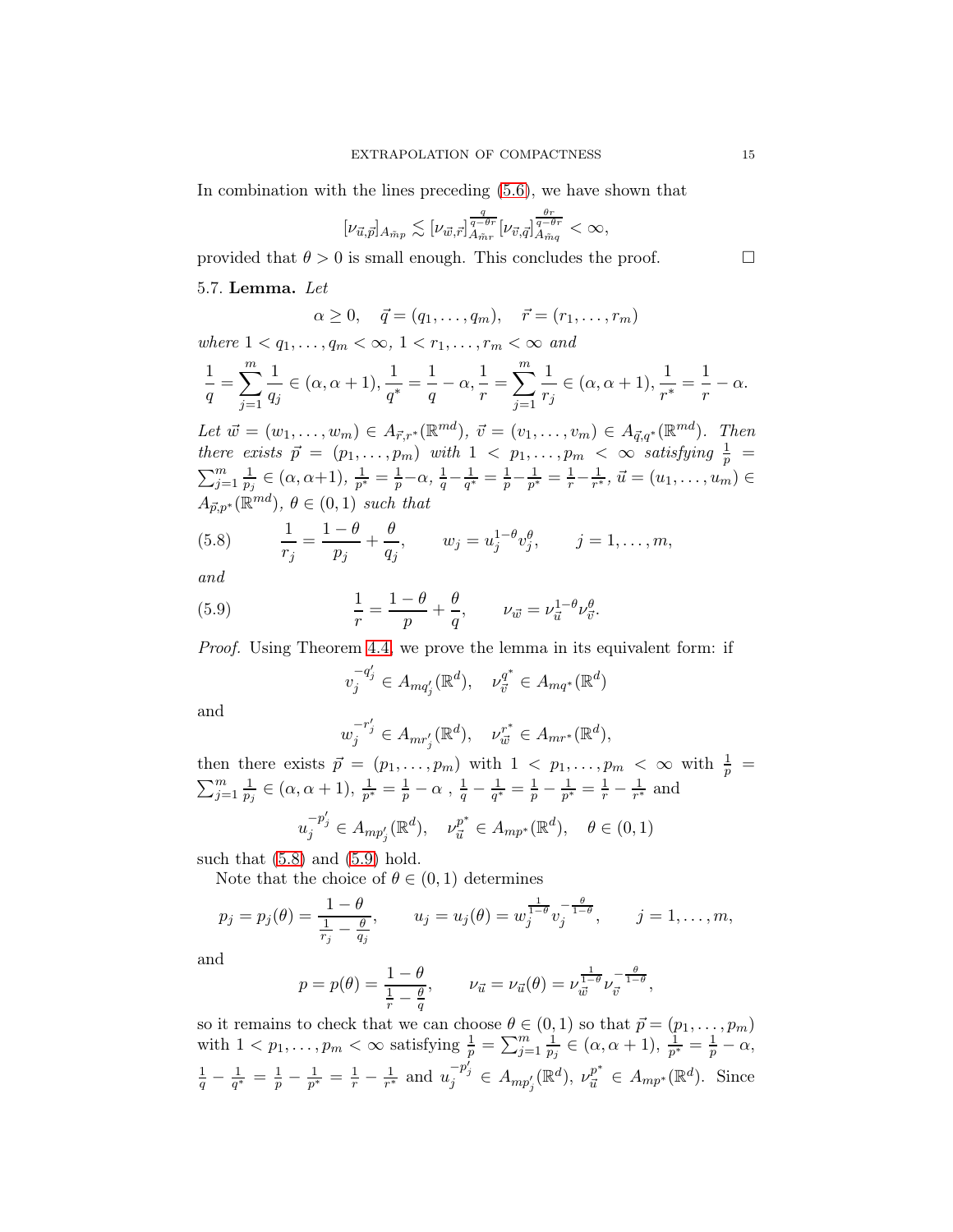In combination with the lines preceding (5.6), we have shown that

$$[\nu_{\vec{u},\vec{p}}]_{A_{\vec{m}p}} \lesssim [\nu_{\vec{w},\vec{r}}]_{A_{\vec{m}r}}^{\frac{q}{q-\theta r}} [\nu_{\vec{v},\vec{q}}]_{A_{\vec{m}q}}^{\frac{\theta r}{q-\theta r}} < \infty,$$

provided that $\theta > 0$ is small enough. This concludes the proof. □

5.7. **Lemma.** *Let*

$$\alpha \geq 0, \quad \vec{q} = (q_1, \ldots, q_m), \quad \vec{r} = (r_1, \ldots, r_m)$$

*where* $1 < q_1, \ldots, q_m < \infty$, $1 < r_1, \ldots, r_m < \infty$ *and*

$$\frac{1}{q} = \sum_{j=1}^{m} \frac{1}{q_j} \in (\alpha, \alpha+1), \frac{1}{q^*} = \frac{1}{q} - \alpha, \frac{1}{r} = \sum_{j=1}^{m} \frac{1}{r_j} \in (\alpha, \alpha+1), \frac{1}{r^*} = \frac{1}{r} - \alpha.$$

*Let* $\vec{w} = (w_1, \ldots, w_m) \in A_{\vec{r},r^*}(\mathbb{R}^{md})$, $\vec{v} = (v_1, \ldots, v_m) \in A_{\vec{q},q^*}(\mathbb{R}^{md})$. *Then there exists* $\vec{p} = (p_1, \ldots, p_m)$ *with* $1 < p_1, \ldots, p_m < \infty$ *satisfying* $\frac{1}{p} = \sum_{j=1}^{m} \frac{1}{p_j} \in (\alpha, \alpha+1)$, $\frac{1}{p^*} = \frac{1}{p} - \alpha$, $\frac{1}{q} - \frac{1}{q^*} = \frac{1}{p} - \frac{1}{p^*} = \frac{1}{r} - \frac{1}{r^*}$, $\vec{u} = (u_1, \ldots, u_m) \in A_{\vec{p},p^*}(\mathbb{R}^{md})$, $\theta \in (0,1)$ *such that*

$$(5.8) \qquad \frac{1}{r_j} = \frac{1-\theta}{p_j} + \frac{\theta}{q_j}, \qquad w_j = u_j^{1-\theta} v_j^{\theta}, \qquad j = 1, \ldots, m,$$

*and*

$$(5.9) \qquad \frac{1}{r} = \frac{1-\theta}{p} + \frac{\theta}{q}, \qquad \nu_{\vec{w}} = \nu_{\vec{u}}^{1-\theta} \nu_{\vec{v}}^{\theta}.$$

*Proof.* Using Theorem 4.4, we prove the lemma in its equivalent form: if

$$v_j^{-q_j'} \in A_{mq_j'}(\mathbb{R}^d), \quad \nu_{\vec{v}}^{q^*} \in A_{mq^*}(\mathbb{R}^d)$$

and

$$w_j^{-r_j'} \in A_{mr_j'}(\mathbb{R}^d), \quad \nu_{\vec{w}}^{r^*} \in A_{mr^*}(\mathbb{R}^d),$$

then there exists $\vec{p} = (p_1, \ldots, p_m)$ with $1 < p_1, \ldots, p_m < \infty$ with $\frac{1}{p} = \sum_{j=1}^{m} \frac{1}{p_j} \in (\alpha, \alpha+1)$, $\frac{1}{p^*} = \frac{1}{p} - \alpha$ , $\frac{1}{q} - \frac{1}{q^*} = \frac{1}{p} - \frac{1}{p^*} = \frac{1}{r} - \frac{1}{r^*}$ and

$$u_j^{-p_j'} \in A_{mp_j'}(\mathbb{R}^d), \quad \nu_{\vec{u}}^{p^*} \in A_{mp^*}(\mathbb{R}^d), \quad \theta \in (0,1)$$

such that (5.8) and (5.9) hold.

Note that the choice of $\theta \in (0,1)$ determines

$$p_j = p_j(\theta) = \frac{1-\theta}{\frac{1}{r_j} - \frac{\theta}{q_j}}, \qquad u_j = u_j(\theta) = w_j^{\frac{1}{1-\theta}} v_j^{-\frac{\theta}{1-\theta}}, \qquad j = 1, \ldots, m,$$

and

$$p = p(\theta) = \frac{1-\theta}{\frac{1}{r} - \frac{\theta}{q}}, \qquad \nu_{\vec{u}} = \nu_{\vec{u}}(\theta) = \nu_{\vec{w}}^{\frac{1}{1-\theta}} \nu_{\vec{v}}^{-\frac{\theta}{1-\theta}},$$

so it remains to check that we can choose $\theta \in (0,1)$ so that $\vec{p} = (p_1, \ldots, p_m)$ with $1 < p_1, \ldots, p_m < \infty$ satisfying $\frac{1}{p} = \sum_{j=1}^{m} \frac{1}{p_j} \in (\alpha, \alpha+1)$, $\frac{1}{p^*} = \frac{1}{p} - \alpha$, $\frac{1}{q} - \frac{1}{q^*} = \frac{1}{p} - \frac{1}{p^*} = \frac{1}{r} - \frac{1}{r^*}$ and $u_j^{-p_j'} \in A_{mp_j'}(\mathbb{R}^d)$, $\nu_{\vec{u}}^{p^*} \in A_{mp^*}(\mathbb{R}^d)$. Since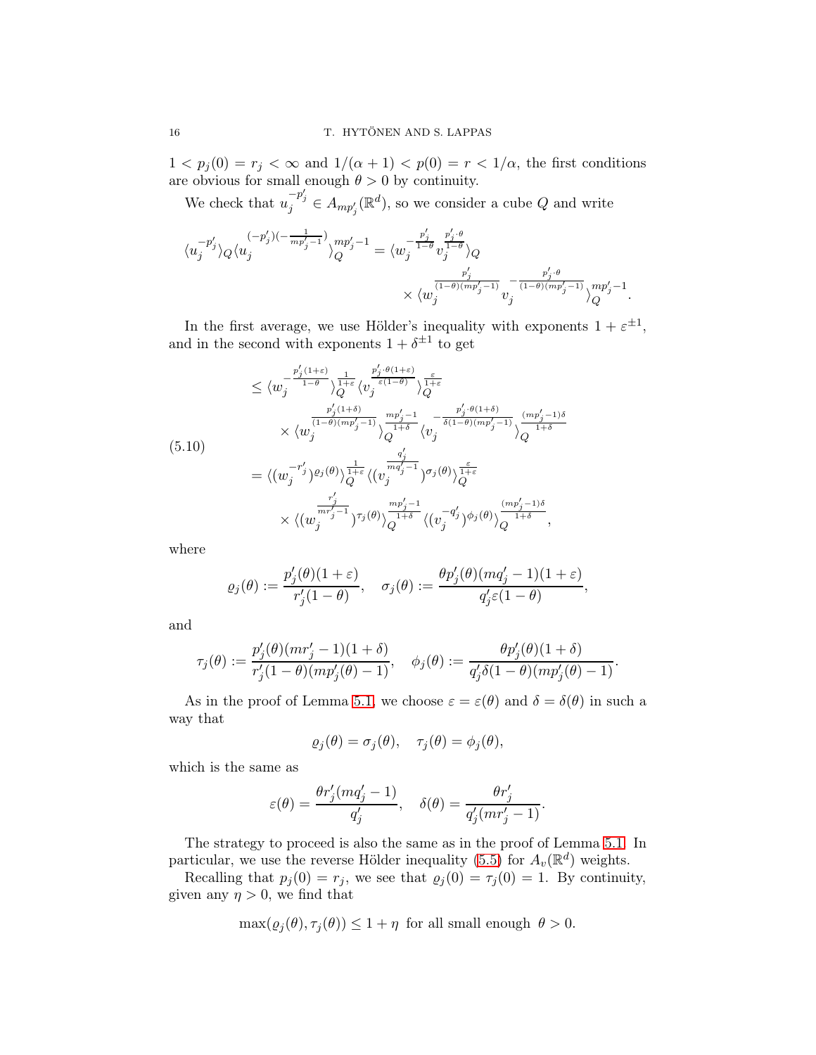$1 < p_j(0) = r_j < \infty$ and $1/(\alpha+1) < p(0) = r < 1/\alpha$, the first conditions are obvious for small enough $\theta > 0$ by continuity.

We check that $u_j^{-p_j'} \in A_{mp_j'}(\mathbb{R}^d)$, so we consider a cube $Q$ and write

$$
\langle u_j^{-p_j'} \rangle_Q \langle u_j^{(-p_j')(-\frac{1}{mp_j'-1})} \rangle_Q^{mp_j'-1} = \langle w_j^{-\frac{p_j'}{1-\theta}} v_j^{\frac{p_j' \cdot \theta}{1-\theta}} \rangle_Q \times \langle w_j^{\frac{p_j'}{(1-\theta)(mp_j'-1)}} v_j^{-\frac{p_j' \cdot \theta}{(1-\theta)(mp_j'-1)}} \rangle_Q^{mp_j'-1}.
$$

In the first average, we use Hölder's inequality with exponents $1+\varepsilon^{\pm 1}$, and in the second with exponents $1+\delta^{\pm 1}$ to get

$$
\begin{aligned}
&\leq \langle w_j^{-\frac{p_j'(1+\varepsilon)}{1-\theta}} \rangle_Q^{\frac{1}{1+\varepsilon}} \langle v_j^{\frac{p_j' \cdot \theta(1+\varepsilon)}{\varepsilon(1-\theta)}} \rangle_Q^{\frac{\varepsilon}{1+\varepsilon}} \\
&\quad \times \langle w_j^{\frac{p_j'(1+\delta)}{(1-\theta)(mp_j'-1)}} \rangle_Q^{\frac{mp_j'-1}{1+\delta}} \langle v_j^{-\frac{p_j' \cdot \theta(1+\delta)}{\delta(1-\theta)(mp_j'-1)}} \rangle_Q^{\frac{(mp_j'-1)\delta}{1+\delta}} \\
&= \langle (w_j^{-r_j'})^{\varrho_j(\theta)} \rangle_Q^{\frac{1}{1+\varepsilon}} \langle (v_j^{\frac{q_j'}{mq_j'-1}})^{\sigma_j(\theta)} \rangle_Q^{\frac{\varepsilon}{1+\varepsilon}} \\
&\quad \times \langle (w_j^{\frac{r_j'}{mr_j'-1}})^{\tau_j(\theta)} \rangle_Q^{\frac{mp_j'-1}{1+\delta}} \langle (v_j^{-q_j'})^{\phi_j(\theta)} \rangle_Q^{\frac{(mp_j'-1)\delta}{1+\delta}},
\end{aligned} \tag{5.10}
$$

where

$$
\varrho_j(\theta) := \frac{p_j'(\theta)(1+\varepsilon)}{r_j'(1-\theta)}, \quad \sigma_j(\theta) := \frac{\theta p_j'(\theta)(mq_j'-1)(1+\varepsilon)}{q_j'\varepsilon(1-\theta)},
$$

and

$$
\tau_j(\theta) := \frac{p_j'(\theta)(mr_j'-1)(1+\delta)}{r_j'(1-\theta)(mp_j'(\theta)-1)}, \quad \phi_j(\theta) := \frac{\theta p_j'(\theta)(1+\delta)}{q_j'\delta(1-\theta)(mp_j'(\theta)-1)}.
$$

As in the proof of Lemma 5.1, we choose $\varepsilon = \varepsilon(\theta)$ and $\delta = \delta(\theta)$ in such a way that

$$
\varrho_j(\theta) = \sigma_j(\theta), \quad \tau_j(\theta) = \phi_j(\theta),
$$

which is the same as

$$
\varepsilon(\theta) = \frac{\theta r_j'(mq_j'-1)}{q_j'}, \quad \delta(\theta) = \frac{\theta r_j'}{q_j'(mr_j'-1)}.
$$

The strategy to proceed is also the same as in the proof of Lemma 5.1. In particular, we use the reverse Hölder inequality (5.5) for $A_v(\mathbb{R}^d)$ weights.

Recalling that $p_j(0) = r_j$, we see that $\varrho_j(0) = \tau_j(0) = 1$. By continuity, given any $\eta > 0$, we find that

$$
\max(\varrho_j(\theta), \tau_j(\theta)) \leq 1+\eta \text{ for all small enough } \theta > 0.
$$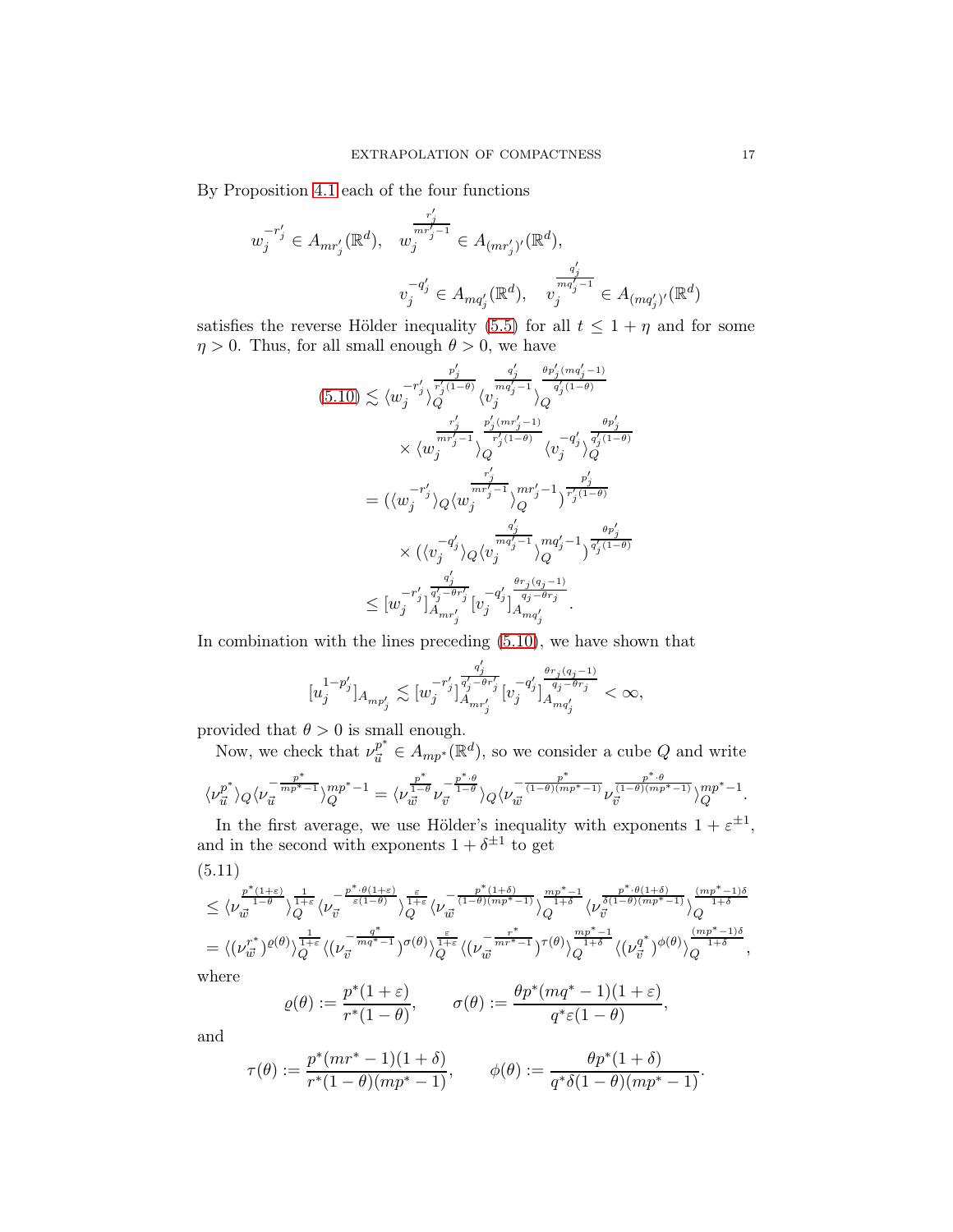By Proposition 4.1 each of the four functions

$$w_j^{-r_j'} \in A_{mr_j'}(\mathbb{R}^d), \quad w_j^{\frac{r_j'}{mr_j'-1}} \in A_{(mr_j')'}(\mathbb{R}^d),$$
$$v_j^{-q_j'} \in A_{mq_j'}(\mathbb{R}^d), \quad v_j^{\frac{q_j'}{mq_j'-1}} \in A_{(mq_j')'}(\mathbb{R}^d)$$

satisfies the reverse Hölder inequality (5.5) for all $t \leq 1+\eta$ and for some $\eta > 0$. Thus, for all small enough $\theta > 0$, we have

$$\begin{aligned}
(5.10) &\lesssim \langle w_j^{-r_j'} \rangle_Q^{\frac{p_j'}{r_j'(1-\theta)}} \langle v_j^{\frac{q_j'}{mq_j'-1}} \rangle_Q^{\frac{\theta p_j'(mq_j'-1)}{q_j'(1-\theta)}} \\
&\quad \times \langle w_j^{\frac{r_j'}{mr_j'-1}} \rangle_Q^{\frac{p_j'(mr_j'-1)}{r_j'(1-\theta)}} \langle v_j^{-q_j'} \rangle_Q^{\frac{\theta p_j'}{q_j'(1-\theta)}} \\
&= (\langle w_j^{-r_j'} \rangle_Q \langle w_j^{\frac{r_j'}{mr_j'-1}} \rangle_Q^{mr_j'-1})^{\frac{p_j'}{r_j'(1-\theta)}} \\
&\quad \times (\langle v_j^{-q_j'} \rangle_Q \langle v_j^{\frac{q_j'}{mq_j'-1}} \rangle_Q^{mq_j'-1})^{\frac{\theta p_j'}{q_j'(1-\theta)}} \\
&\leq [w_j^{-r_j'}]_{A_{mr_j'}}^{\frac{q_j'}{q_j'-\theta r_j'}} [v_j^{-q_j'}]_{A_{mq_j'}}^{\frac{\theta r_j(q_j-1)}{q_j-\theta r_j}}.
\end{aligned}$$

In combination with the lines preceding (5.10), we have shown that

$$[u_j^{1-p_j'}]_{A_{mp_j'}} \lesssim [w_j^{-r_j'}]_{A_{mr_j'}}^{\frac{q_j'}{q_j'-\theta r_j'}} [v_j^{-q_j'}]_{A_{mq_j'}}^{\frac{\theta r_j(q_j-1)}{q_j-\theta r_j}} < \infty,$$

provided that $\theta > 0$ is small enough.

Now, we check that $\nu_{\vec{u}}^{p^*} \in A_{mp^*}(\mathbb{R}^d)$, so we consider a cube $Q$ and write

$$\langle \nu_{\vec{u}}^{p^*} \rangle_Q \langle \nu_{\vec{u}}^{-\frac{p^*}{mp^*-1}} \rangle_Q^{mp^*-1} = \langle \nu_{\vec{w}}^{\frac{p^*}{1-\theta}} \nu_{\vec{v}}^{-\frac{p^*\cdot\theta}{1-\theta}} \rangle_Q \langle \nu_{\vec{w}}^{-\frac{p^*}{(1-\theta)(mp^*-1)}} \nu_{\vec{v}}^{\frac{p^*\cdot\theta}{(1-\theta)(mp^*-1)}} \rangle_Q^{mp^*-1}.$$

In the first average, we use Hölder's inequality with exponents $1+\varepsilon^{\pm 1}$, and in the second with exponents $1+\delta^{\pm 1}$ to get

(5.11)
$$\begin{aligned}
&\leq \langle \nu_{\vec{w}}^{\frac{p^*(1+\varepsilon)}{1-\theta}} \rangle_Q^{\frac{1}{1+\varepsilon}} \langle \nu_{\vec{v}}^{-\frac{p^*\cdot\theta(1+\varepsilon)}{\varepsilon(1-\theta)}} \rangle_Q^{\frac{\varepsilon}{1+\varepsilon}} \langle \nu_{\vec{w}}^{-\frac{p^*(1+\delta)}{(1-\theta)(mp^*-1)}} \rangle_Q^{\frac{mp^*-1}{1+\delta}} \langle \nu_{\vec{v}}^{\frac{p^*\cdot\theta(1+\delta)}{\delta(1-\theta)(mp^*-1)}} \rangle_Q^{\frac{(mp^*-1)\delta}{1+\delta}} \\
&= \langle (\nu_{\vec{w}}^{r^*})^{\varrho(\theta)} \rangle_Q^{\frac{1}{1+\varepsilon}} \langle (\nu_{\vec{v}}^{-\frac{q^*}{mq^*-1}})^{\sigma(\theta)} \rangle_Q^{\frac{\varepsilon}{1+\varepsilon}} \langle (\nu_{\vec{w}}^{-\frac{r^*}{mr^*-1}})^{\tau(\theta)} \rangle_Q^{\frac{mp^*-1}{1+\delta}} \langle (\nu_{\vec{v}}^{q^*})^{\phi(\theta)} \rangle_Q^{\frac{(mp^*-1)\delta}{1+\delta}},
\end{aligned}$$

where

$$\varrho(\theta) := \frac{p^*(1+\varepsilon)}{r^*(1-\theta)}, \qquad \sigma(\theta) := \frac{\theta p^*(mq^*-1)(1+\varepsilon)}{q^*\varepsilon(1-\theta)},$$

and

$$\tau(\theta) := \frac{p^*(mr^*-1)(1+\delta)}{r^*(1-\theta)(mp^*-1)}, \qquad \phi(\theta) := \frac{\theta p^*(1+\delta)}{q^*\delta(1-\theta)(mp^*-1)}.$$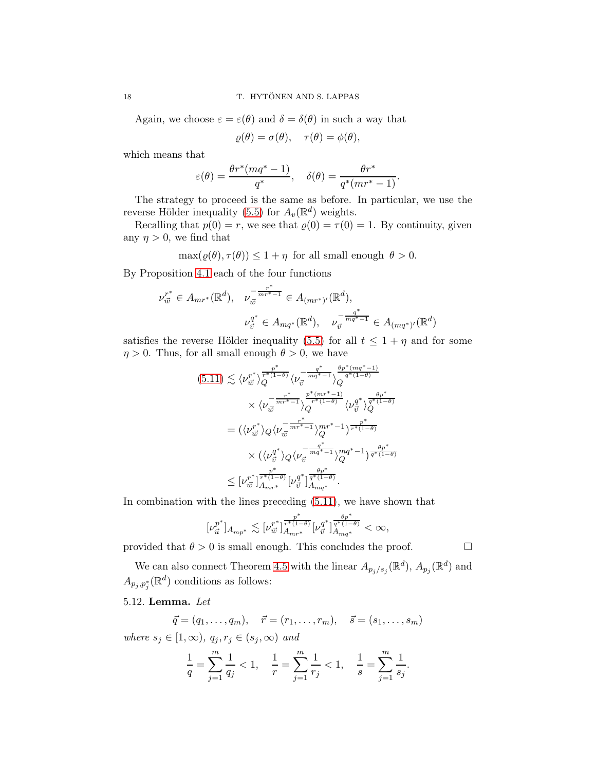Again, we choose $\varepsilon = \varepsilon(\theta)$ and $\delta = \delta(\theta)$ in such a way that

$$\varrho(\theta) = \sigma(\theta), \quad \tau(\theta) = \phi(\theta),$$

which means that

$$\varepsilon(\theta) = \frac{\theta r^*(mq^* - 1)}{q^*}, \quad \delta(\theta) = \frac{\theta r^*}{q^*(mr^* - 1)}.$$

The strategy to proceed is the same as before. In particular, we use the reverse Hölder inequality (5.5) for $A_v(\mathbb{R}^d)$ weights.

Recalling that $p(0) = r$, we see that $\varrho(0) = \tau(0) = 1$. By continuity, given any $\eta > 0$, we find that

$$\max(\varrho(\theta), \tau(\theta)) \leq 1 + \eta \text{ for all small enough } \theta > 0.$$

By Proposition 4.1 each of the four functions

$$\nu_{\vec{w}}^{r^*} \in A_{mr^*}(\mathbb{R}^d), \quad \nu_{\vec{w}}^{-\frac{r^*}{mr^*-1}} \in A_{(mr^*)'}(\mathbb{R}^d),$$
$$\nu_{\vec{v}}^{q^*} \in A_{mq^*}(\mathbb{R}^d), \quad \nu_{\vec{v}}^{-\frac{q^*}{mq^*-1}} \in A_{(mq^*)'}(\mathbb{R}^d)$$

satisfies the reverse Hölder inequality (5.5) for all $t \leq 1 + \eta$ and for some $\eta > 0$. Thus, for all small enough $\theta > 0$, we have

$$\begin{aligned}
(5.11) &\lesssim \langle \nu_{\vec{w}}^{r^*} \rangle_Q^{\frac{p^*}{r^*(1-\theta)}} \langle \nu_{\vec{v}}^{-\frac{q^*}{mq^*-1}} \rangle_Q^{\frac{\theta p^*(mq^*-1)}{q^*(1-\theta)}} \\
&\quad \times \langle \nu_{\vec{w}}^{-\frac{r^*}{mr^*-1}} \rangle_Q^{\frac{p^*(mr^*-1)}{r^*(1-\theta)}} \langle \nu_{\vec{v}}^{q^*} \rangle_Q^{\frac{\theta p^*}{q^*(1-\theta)}} \\
&= \big( \langle \nu_{\vec{w}}^{r^*} \rangle_Q \langle \nu_{\vec{w}}^{-\frac{r^*}{mr^*-1}} \rangle_Q^{mr^*-1} \big)^{\frac{p^*}{r^*(1-\theta)}} \\
&\quad \times \big( \langle \nu_{\vec{v}}^{q^*} \rangle_Q \langle \nu_{\vec{v}}^{-\frac{q^*}{mq^*-1}} \rangle_Q^{mq^*-1} \big)^{\frac{\theta p^*}{q^*(1-\theta)}} \\
&\leq [\nu_{\vec{w}}^{r^*}]_{A_{mr^*}}^{\frac{p^*}{r^*(1-\theta)}} [\nu_{\vec{v}}^{q^*}]_{A_{mq^*}}^{\frac{\theta p^*}{q^*(1-\theta)}}.
\end{aligned}$$

In combination with the lines preceding (5.11), we have shown that

$$[\nu_{\vec{u}}^{p^*}]_{A_{mp^*}} \lesssim [\nu_{\vec{w}}^{r^*}]_{A_{mr^*}}^{\frac{p^*}{r^*(1-\theta)}} [\nu_{\vec{v}}^{q^*}]_{A_{mq^*}}^{\frac{\theta p^*}{q^*(1-\theta)}} < \infty,$$

provided that $\theta > 0$ is small enough. This concludes the proof. $\square$

We can also connect Theorem 4.5 with the linear $A_{p_j/s_j}(\mathbb{R}^d)$, $A_{p_j}(\mathbb{R}^d)$ and $A_{p_j,p_j^*}(\mathbb{R}^d)$ conditions as follows:

5.12. **Lemma.** *Let*

$$\vec{q} = (q_1, \ldots, q_m), \quad \vec{r} = (r_1, \ldots, r_m), \quad \vec{s} = (s_1, \ldots, s_m)$$

*where* $s_j \in [1, \infty)$, $q_j, r_j \in (s_j, \infty)$ *and*

$$\frac{1}{q} = \sum_{j=1}^m \frac{1}{q_j} < 1, \quad \frac{1}{r} = \sum_{j=1}^m \frac{1}{r_j} < 1, \quad \frac{1}{s} = \sum_{j=1}^m \frac{1}{s_j}.$$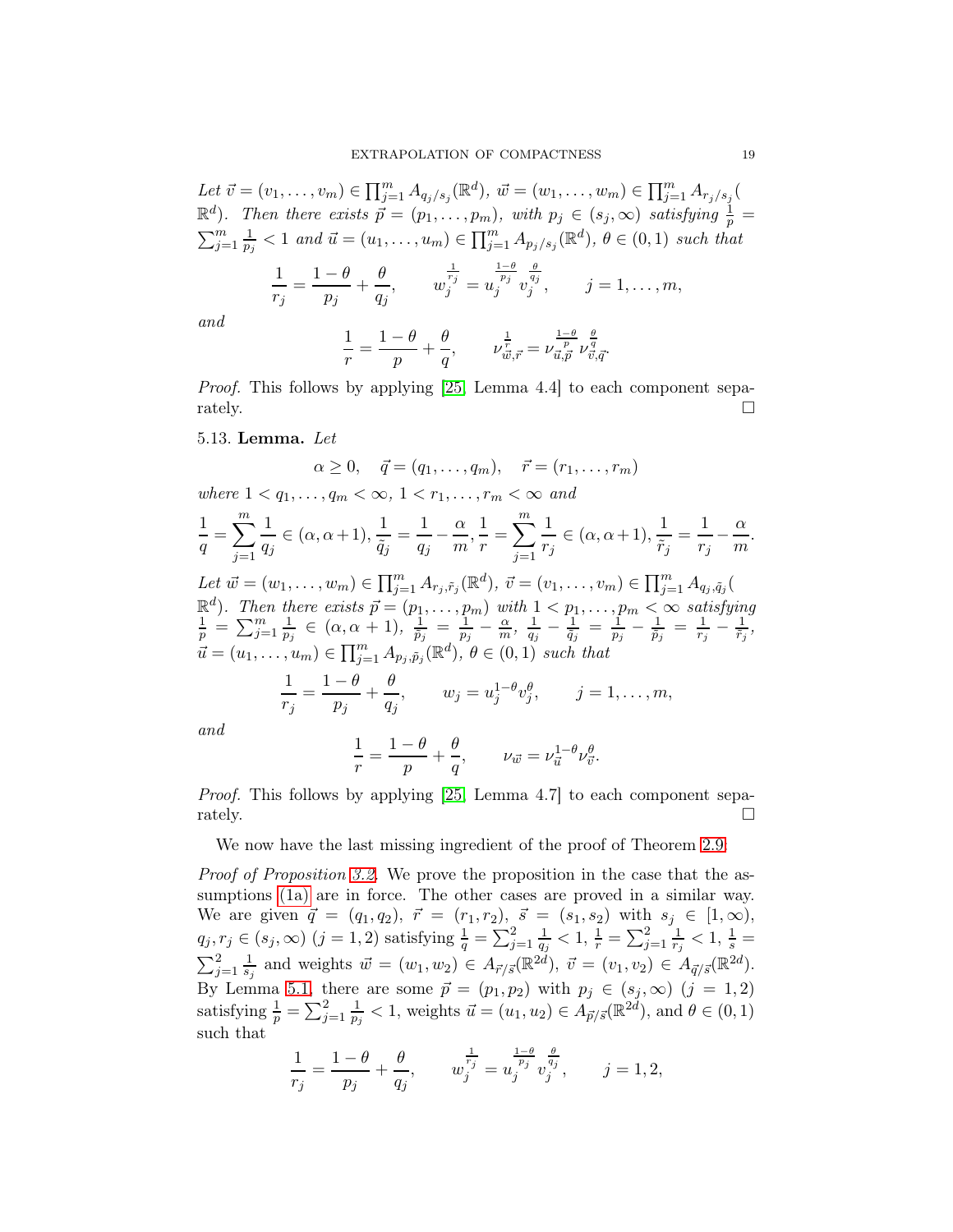*Let $\vec{v} = (v_1, \dots, v_m) \in \prod_{j=1}^m A_{q_j/s_j}(\mathbb{R}^d)$, $\vec{w} = (w_1, \dots, w_m) \in \prod_{j=1}^m A_{r_j/s_j}(\mathbb{R}^d)$. Then there exists $\vec{p} = (p_1, \dots, p_m)$, with $p_j \in (s_j, \infty)$ satisfying $\frac{1}{p} = \sum_{j=1}^m \frac{1}{p_j} < 1$ and $\vec{u} = (u_1, \dots, u_m) \in \prod_{j=1}^m A_{p_j/s_j}(\mathbb{R}^d)$, $\theta \in (0,1)$ such that*

$$\frac{1}{r_j} = \frac{1-\theta}{p_j} + \frac{\theta}{q_j}, \qquad w_j^{\frac{1}{r_j}} = u_j^{\frac{1-\theta}{p_j}} v_j^{\frac{\theta}{q_j}}, \qquad j = 1, \dots, m,$$

*and*

$$\frac{1}{r} = \frac{1-\theta}{p} + \frac{\theta}{q}, \qquad \nu_{\vec{w},\vec{r}}^{\frac{1}{r}} = \nu_{\vec{u},\vec{p}}^{\frac{1-\theta}{p}} \nu_{\vec{v},\vec{q}}^{\frac{\theta}{q}}.$$

*Proof.* This follows by applying [25, Lemma 4.4] to each component separately. □

5.13. **Lemma.** *Let*

$$\alpha \geq 0, \quad \vec{q} = (q_1, \dots, q_m), \quad \vec{r} = (r_1, \dots, r_m)$$

*where $1 < q_1, \dots, q_m < \infty$, $1 < r_1, \dots, r_m < \infty$ and*

$$\frac{1}{q} = \sum_{j=1}^m \frac{1}{q_j} \in (\alpha, \alpha+1), \; \frac{1}{\tilde{q}_j} = \frac{1}{q_j} - \frac{\alpha}{m}, \; \frac{1}{r} = \sum_{j=1}^m \frac{1}{r_j} \in (\alpha, \alpha+1), \; \frac{1}{\tilde{r}_j} = \frac{1}{r_j} - \frac{\alpha}{m}.$$

*Let $\vec{w} = (w_1, \dots, w_m) \in \prod_{j=1}^m A_{r_j,\tilde{r}_j}(\mathbb{R}^d)$, $\vec{v} = (v_1, \dots, v_m) \in \prod_{j=1}^m A_{q_j,\tilde{q}_j}(\mathbb{R}^d)$. Then there exists $\vec{p} = (p_1, \dots, p_m)$ with $1 < p_1, \dots, p_m < \infty$ satisfying $\frac{1}{p} = \sum_{j=1}^m \frac{1}{p_j} \in (\alpha, \alpha+1)$, $\frac{1}{\tilde{p}_j} = \frac{1}{p_j} - \frac{\alpha}{m}$, $\frac{1}{q_j} - \frac{1}{\tilde{q}_j} = \frac{1}{p_j} - \frac{1}{\tilde{p}_j} = \frac{1}{r_j} - \frac{1}{\tilde{r}_j}$, $\vec{u} = (u_1, \dots, u_m) \in \prod_{j=1}^m A_{p_j,\tilde{p}_j}(\mathbb{R}^d)$, $\theta \in (0,1)$ such that*

$$\frac{1}{r_j} = \frac{1-\theta}{p_j} + \frac{\theta}{q_j}, \qquad w_j = u_j^{1-\theta} v_j^{\theta}, \qquad j = 1, \dots, m,$$

*and*

$$\frac{1}{r} = \frac{1-\theta}{p} + \frac{\theta}{q}, \qquad \nu_{\vec{w}} = \nu_{\vec{u}}^{1-\theta} \nu_{\vec{v}}^{\theta}.$$

*Proof.* This follows by applying [25, Lemma 4.7] to each component separately. □

We now have the last missing ingredient of the proof of Theorem 2.9:

*Proof of Proposition 3.2.* We prove the proposition in the case that the assumptions (1a) are in force. The other cases are proved in a similar way. We are given $\vec{q} = (q_1, q_2)$, $\vec{r} = (r_1, r_2)$, $\vec{s} = (s_1, s_2)$ with $s_j \in [1, \infty)$, $q_j, r_j \in (s_j, \infty)$ $(j = 1, 2)$ satisfying $\frac{1}{q} = \sum_{j=1}^2 \frac{1}{q_j} < 1$, $\frac{1}{r} = \sum_{j=1}^2 \frac{1}{r_j} < 1$, $\frac{1}{s} = \sum_{j=1}^2 \frac{1}{s_j}$ and weights $\vec{w} = (w_1, w_2) \in A_{\vec{r}/\vec{s}}(\mathbb{R}^{2d})$, $\vec{v} = (v_1, v_2) \in A_{\vec{q}/\vec{s}}(\mathbb{R}^{2d})$. By Lemma 5.1, there are some $\vec{p} = (p_1, p_2)$ with $p_j \in (s_j, \infty)$ $(j = 1, 2)$ satisfying $\frac{1}{p} = \sum_{j=1}^2 \frac{1}{p_j} < 1$, weights $\vec{u} = (u_1, u_2) \in A_{\vec{p}/\vec{s}}(\mathbb{R}^{2d})$, and $\theta \in (0,1)$ such that

$$\frac{1}{r_j} = \frac{1-\theta}{p_j} + \frac{\theta}{q_j}, \qquad w_j^{\frac{1}{r_j}} = u_j^{\frac{1-\theta}{p_j}} v_j^{\frac{\theta}{q_j}}, \qquad j = 1, 2,$$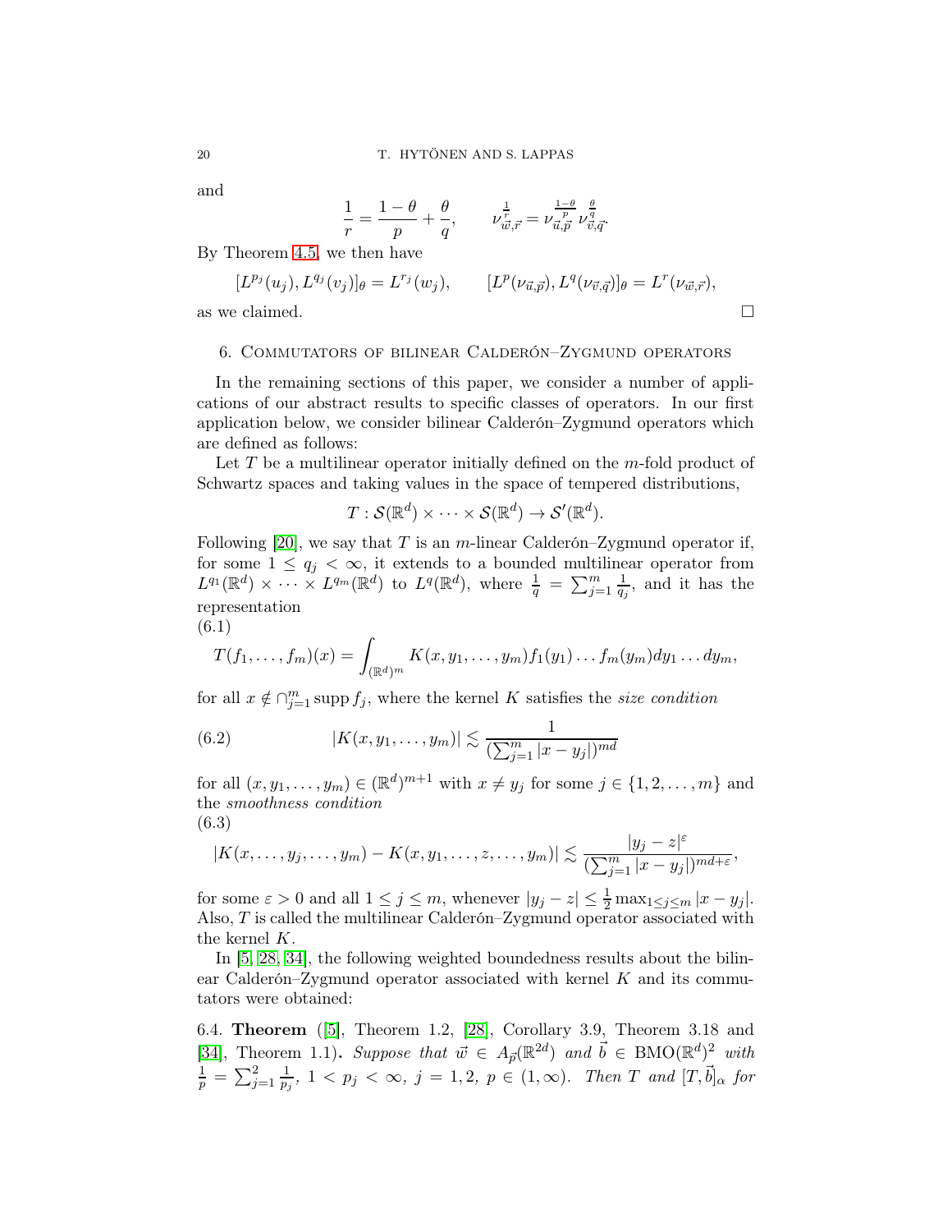and

$$\frac{1}{r} = \frac{1-\theta}{p} + \frac{\theta}{q}, \qquad \nu_{\vec{w},\vec{r}}^{\frac{1}{r}} = \nu_{\vec{u},\vec{p}}^{\frac{1-\theta}{p}} \nu_{\vec{v},\vec{q}}^{\frac{\theta}{q}}.$$

By Theorem 4.5, we then have

$$[L^{p_j}(u_j), L^{q_j}(v_j)]_\theta = L^{r_j}(w_j), \qquad [L^p(\nu_{\vec{u},\vec{p}}), L^q(\nu_{\vec{v},\vec{q}})]_\theta = L^r(\nu_{\vec{w},\vec{r}}),$$

as we claimed. $\square$

## 6. Commutators of bilinear Calderón–Zygmund operators

In the remaining sections of this paper, we consider a number of applications of our abstract results to specific classes of operators. In our first application below, we consider bilinear Calderón–Zygmund operators which are defined as follows:

Let $T$ be a multilinear operator initially defined on the $m$-fold product of Schwartz spaces and taking values in the space of tempered distributions,

$$T : \mathcal{S}(\mathbb{R}^d) \times \cdots \times \mathcal{S}(\mathbb{R}^d) \to \mathcal{S}'(\mathbb{R}^d).$$

Following [20], we say that $T$ is an $m$-linear Calderón–Zygmund operator if, for some $1 \leq q_j < \infty$, it extends to a bounded multilinear operator from $L^{q_1}(\mathbb{R}^d) \times \cdots \times L^{q_m}(\mathbb{R}^d)$ to $L^q(\mathbb{R}^d)$, where $\frac{1}{q} = \sum_{j=1}^m \frac{1}{q_j}$, and it has the representation

(6.1)

$$T(f_1, \ldots, f_m)(x) = \int_{(\mathbb{R}^d)^m} K(x, y_1, \ldots, y_m) f_1(y_1) \ldots f_m(y_m) dy_1 \ldots dy_m,$$

for all $x \notin \cap_{j=1}^m \operatorname{supp} f_j$, where the kernel $K$ satisfies the *size condition*

$$|K(x, y_1, \ldots, y_m)| \lesssim \frac{1}{(\sum_{j=1}^m |x - y_j|)^{md}} \tag{6.2}$$

for all $(x, y_1, \ldots, y_m) \in (\mathbb{R}^d)^{m+1}$ with $x \neq y_j$ for some $j \in \{1, 2, \ldots, m\}$ and the *smoothness condition*

(6.3)

$$|K(x, \ldots, y_j, \ldots, y_m) - K(x, y_1, \ldots, z, \ldots, y_m)| \lesssim \frac{|y_j - z|^\varepsilon}{(\sum_{j=1}^m |x - y_j|)^{md+\varepsilon}},$$

for some $\varepsilon > 0$ and all $1 \leq j \leq m$, whenever $|y_j - z| \leq \frac{1}{2} \max_{1 \leq j \leq m} |x - y_j|$. Also, $T$ is called the multilinear Calderón–Zygmund operator associated with the kernel $K$.

In [5, 28, 34], the following weighted boundedness results about the bilinear Calderón–Zygmund operator associated with kernel $K$ and its commutators were obtained:

6.4. **Theorem** ([5], Theorem 1.2, [28], Corollary 3.9, Theorem 3.18 and [34], Theorem 1.1)**.** *Suppose that $\vec{w} \in A_{\vec{p}}(\mathbb{R}^{2d})$ and $\vec{b} \in \mathrm{BMO}(\mathbb{R}^d)^2$ with $\frac{1}{p} = \sum_{j=1}^2 \frac{1}{p_j}$, $1 < p_j < \infty$, $j = 1, 2$, $p \in (1, \infty)$. Then $T$ and $[T, \vec{b}]_\alpha$ for*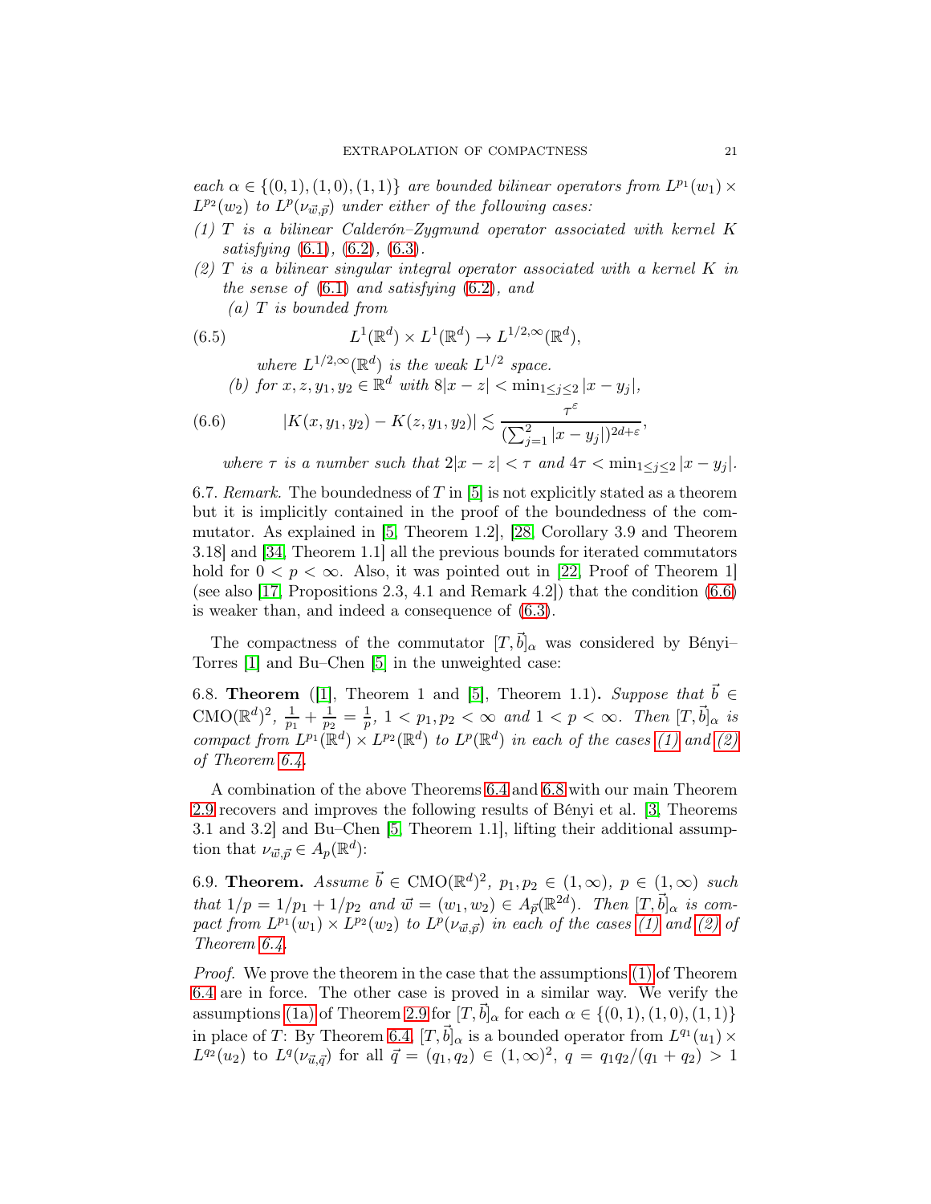*each $\alpha \in \{(0,1),(1,0),(1,1)\}$ are bounded bilinear operators from $L^{p_1}(w_1) \times L^{p_2}(w_2)$ to $L^p(\nu_{\vec{w},\vec{p}})$ under either of the following cases:*

*(1) $T$ is a bilinear Calderón–Zygmund operator associated with kernel $K$ satisfying (6.1), (6.2), (6.3).*

*(2) $T$ is a bilinear singular integral operator associated with a kernel $K$ in the sense of (6.1) and satisfying (6.2), and*

*(a) $T$ is bounded from*

$$L^1(\mathbb{R}^d) \times L^1(\mathbb{R}^d) \to L^{1/2,\infty}(\mathbb{R}^d), \tag{6.5}$$

*where $L^{1/2,\infty}(\mathbb{R}^d)$ is the weak $L^{1/2}$ space.*

*(b) for $x, z, y_1, y_2 \in \mathbb{R}^d$ with $8|x-z| < \min_{1\le j\le 2}|x-y_j|$,*

$$|K(x,y_1,y_2) - K(z,y_1,y_2)| \lesssim \frac{\tau^\varepsilon}{(\sum_{j=1}^2 |x-y_j|)^{2d+\varepsilon}}, \tag{6.6}$$

*where $\tau$ is a number such that $2|x-z| < \tau$ and $4\tau < \min_{1\le j\le 2}|x-y_j|$.*

6.7. *Remark.* The boundedness of $T$ in [5] is not explicitly stated as a theorem but it is implicitly contained in the proof of the boundedness of the commutator. As explained in [5, Theorem 1.2], [28, Corollary 3.9 and Theorem 3.18] and [34, Theorem 1.1] all the previous bounds for iterated commutators hold for $0 < p < \infty$. Also, it was pointed out in [22, Proof of Theorem 1] (see also [17, Propositions 2.3, 4.1 and Remark 4.2]) that the condition (6.6) is weaker than, and indeed a consequence of (6.3).

The compactness of the commutator $[T,\vec{b}]_\alpha$ was considered by Bényi–Torres [1] and Bu–Chen [5] in the unweighted case:

6.8. **Theorem** ([1], Theorem 1 and [5], Theorem 1.1)**.** *Suppose that $\vec{b} \in \mathrm{CMO}(\mathbb{R}^d)^2$, $\frac{1}{p_1} + \frac{1}{p_2} = \frac{1}{p}$, $1 < p_1, p_2 < \infty$ and $1 < p < \infty$. Then $[T,\vec{b}]_\alpha$ is compact from $L^{p_1}(\mathbb{R}^d) \times L^{p_2}(\mathbb{R}^d)$ to $L^p(\mathbb{R}^d)$ in each of the cases (1) and (2) of Theorem 6.4.*

A combination of the above Theorems 6.4 and 6.8 with our main Theorem 2.9 recovers and improves the following results of Bényi et al. [3, Theorems 3.1 and 3.2] and Bu–Chen [5, Theorem 1.1], lifting their additional assumption that $\nu_{\vec{w},\vec{p}} \in A_p(\mathbb{R}^d)$:

6.9. **Theorem.** *Assume $\vec{b} \in \mathrm{CMO}(\mathbb{R}^d)^2$, $p_1, p_2 \in (1,\infty)$, $p \in (1,\infty)$ such that $1/p = 1/p_1 + 1/p_2$ and $\vec{w} = (w_1, w_2) \in A_{\vec{p}}(\mathbb{R}^{2d})$. Then $[T,\vec{b}]_\alpha$ is compact from $L^{p_1}(w_1) \times L^{p_2}(w_2)$ to $L^p(\nu_{\vec{w},\vec{p}})$ in each of the cases (1) and (2) of Theorem 6.4.*

*Proof.* We prove the theorem in the case that the assumptions (1) of Theorem 6.4 are in force. The other case is proved in a similar way. We verify the assumptions (1a) of Theorem 2.9 for $[T,\vec{b}]_\alpha$ for each $\alpha \in \{(0,1),(1,0),(1,1)\}$ in place of $T$: By Theorem 6.4, $[T,\vec{b}]_\alpha$ is a bounded operator from $L^{q_1}(u_1) \times L^{q_2}(u_2)$ to $L^q(\nu_{\vec{u},\vec{q}})$ for all $\vec{q} = (q_1,q_2) \in (1,\infty)^2$, $q = q_1q_2/(q_1+q_2) > 1$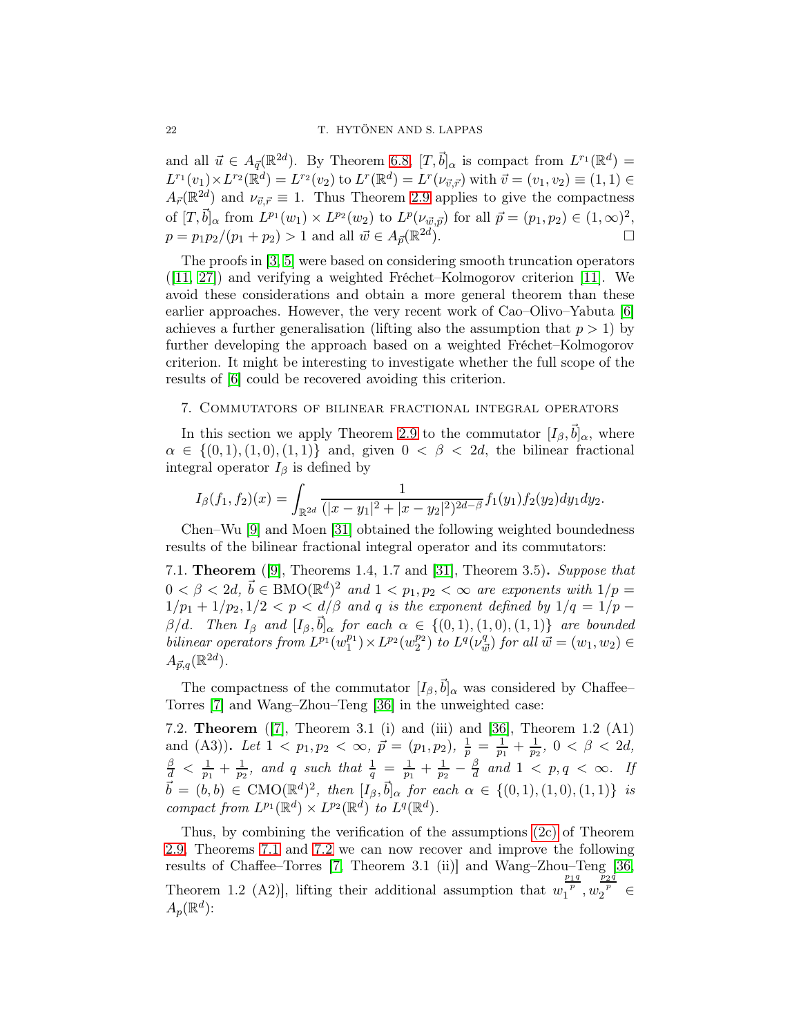and all $\vec{u} \in A_{\vec{q}}(\mathbb{R}^{2d})$. By Theorem 6.8, $[T,\vec{b}]_\alpha$ is compact from $L^{r_1}(\mathbb{R}^d) = L^{r_1}(v_1)\times L^{r_2}(\mathbb{R}^d) = L^{r_2}(v_2)$ to $L^r(\mathbb{R}^d) = L^r(\nu_{\vec{v},\vec{r}})$ with $\vec{v} = (v_1, v_2) \equiv (1,1) \in A_{\vec{r}}(\mathbb{R}^{2d})$ and $\nu_{\vec{v},\vec{r}} \equiv 1$. Thus Theorem 2.9 applies to give the compactness of $[T,\vec{b}]_\alpha$ from $L^{p_1}(w_1) \times L^{p_2}(w_2)$ to $L^p(\nu_{\vec{w},\vec{p}})$ for all $\vec{p} = (p_1,p_2) \in (1,\infty)^2$, $p = p_1p_2/(p_1+p_2) > 1$ and all $\vec{w} \in A_{\vec{p}}(\mathbb{R}^{2d})$. □

The proofs in [3, 5] were based on considering smooth truncation operators ([11, 27]) and verifying a weighted Fréchet–Kolmogorov criterion [11]. We avoid these considerations and obtain a more general theorem than these earlier approaches. However, the very recent work of Cao–Olivo–Yabuta [6] achieves a further generalisation (lifting also the assumption that $p > 1$) by further developing the approach based on a weighted Fréchet–Kolmogorov criterion. It might be interesting to investigate whether the full scope of the results of [6] could be recovered avoiding this criterion.

## 7. Commutators of bilinear fractional integral operators

In this section we apply Theorem 2.9 to the commutator $[I_\beta,\vec{b}]_\alpha$, where $\alpha \in \{(0,1),(1,0),(1,1)\}$ and, given $0 < \beta < 2d$, the bilinear fractional integral operator $I_\beta$ is defined by

$$I_\beta(f_1,f_2)(x) = \int_{\mathbb{R}^{2d}} \frac{1}{(|x-y_1|^2+|x-y_2|^2)^{2d-\beta}} f_1(y_1)f_2(y_2)dy_1dy_2.$$

Chen–Wu [9] and Moen [31] obtained the following weighted boundedness results of the bilinear fractional integral operator and its commutators:

7.1. **Theorem** ([9], Theorems 1.4, 1.7 and [31], Theorem 3.5)**.** *Suppose that $0 < \beta < 2d$, $\vec{b} \in \mathrm{BMO}(\mathbb{R}^d)^2$ and $1 < p_1,p_2 < \infty$ are exponents with $1/p = 1/p_1 + 1/p_2, 1/2 < p < d/\beta$ and $q$ is the exponent defined by $1/q = 1/p - \beta/d$. Then $I_\beta$ and $[I_\beta,\vec{b}]_\alpha$ for each $\alpha \in \{(0,1),(1,0),(1,1)\}$ are bounded bilinear operators from $L^{p_1}(w_1^{p_1}) \times L^{p_2}(w_2^{p_2})$ to $L^q(\nu_{\vec{w}}^q)$ for all $\vec{w} = (w_1,w_2) \in A_{\vec{p},q}(\mathbb{R}^{2d})$.*

The compactness of the commutator $[I_\beta,\vec{b}]_\alpha$ was considered by Chaffee–Torres [7] and Wang–Zhou–Teng [36] in the unweighted case:

7.2. **Theorem** ([7], Theorem 3.1 (i) and (iii) and [36], Theorem 1.2 (A1) and (A3))**.** *Let $1 < p_1,p_2 < \infty$, $\vec{p} = (p_1,p_2)$, $\frac{1}{p} = \frac{1}{p_1} + \frac{1}{p_2}$, $0 < \beta < 2d$, $\frac{\beta}{d} < \frac{1}{p_1} + \frac{1}{p_2}$, and $q$ such that $\frac{1}{q} = \frac{1}{p_1} + \frac{1}{p_2} - \frac{\beta}{d}$ and $1 < p,q < \infty$. If $\vec{b} = (b,b) \in \mathrm{CMO}(\mathbb{R}^d)^2$, then $[I_\beta,\vec{b}]_\alpha$ for each $\alpha \in \{(0,1),(1,0),(1,1)\}$ is compact from $L^{p_1}(\mathbb{R}^d) \times L^{p_2}(\mathbb{R}^d)$ to $L^q(\mathbb{R}^d)$.*

Thus, by combining the verification of the assumptions (2c) of Theorem 2.9, Theorems 7.1 and 7.2 we can now recover and improve the following results of Chaffee–Torres [7, Theorem 3.1 (ii)] and Wang–Zhou–Teng [36, Theorem 1.2 (A2)], lifting their additional assumption that $w_1^{\frac{p_1 q}{p}}, w_2^{\frac{p_2 q}{p}} \in A_p(\mathbb{R}^d)$: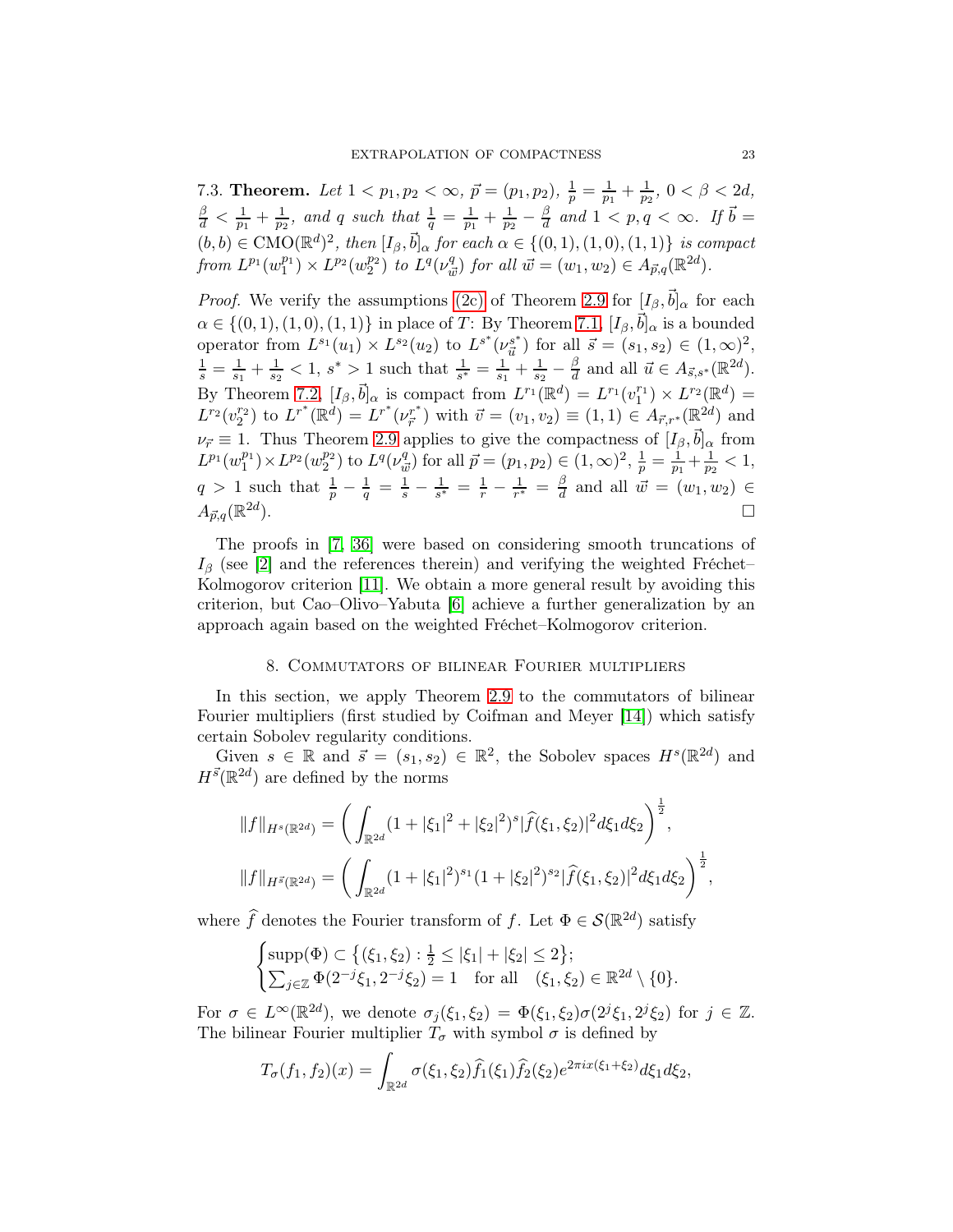7.3. **Theorem.** *Let $1 < p_1, p_2 < \infty$, $\vec{p} = (p_1, p_2)$, $\frac{1}{p} = \frac{1}{p_1} + \frac{1}{p_2}$, $0 < \beta < 2d$, $\frac{\beta}{d} < \frac{1}{p_1} + \frac{1}{p_2}$, and $q$ such that $\frac{1}{q} = \frac{1}{p_1} + \frac{1}{p_2} - \frac{\beta}{d}$ and $1 < p, q < \infty$. If $\vec{b} = (b, b) \in \mathrm{CMO}(\mathbb{R}^d)^2$, then $[I_\beta, \vec{b}]_\alpha$ for each $\alpha \in \{(0,1), (1,0), (1,1)\}$ is compact from $L^{p_1}(w_1^{p_1}) \times L^{p_2}(w_2^{p_2})$ to $L^q(\nu_{\vec{w}}^q)$ for all $\vec{w} = (w_1, w_2) \in A_{\vec{p},q}(\mathbb{R}^{2d})$.*

*Proof.* We verify the assumptions (2c) of Theorem 2.9 for $[I_\beta, \vec{b}]_\alpha$ for each $\alpha \in \{(0,1), (1,0), (1,1)\}$ in place of $T$: By Theorem 7.1, $[I_\beta, \vec{b}]_\alpha$ is a bounded operator from $L^{s_1}(u_1) \times L^{s_2}(u_2)$ to $L^{s^*}(\nu_{\vec{u}}^{s^*})$ for all $\vec{s} = (s_1, s_2) \in (1, \infty)^2$, $\frac{1}{s} = \frac{1}{s_1} + \frac{1}{s_2} < 1$, $s^* > 1$ such that $\frac{1}{s^*} = \frac{1}{s_1} + \frac{1}{s_2} - \frac{\beta}{d}$ and all $\vec{u} \in A_{\vec{s},s^*}(\mathbb{R}^{2d})$. By Theorem 7.2, $[I_\beta, \vec{b}]_\alpha$ is compact from $L^{r_1}(\mathbb{R}^d) = L^{r_1}(v_1^{r_1}) \times L^{r_2}(\mathbb{R}^d) = L^{r_2}(v_2^{r_2})$ to $L^{r^*}(\mathbb{R}^d) = L^{r^*}(\nu_{\vec{r}}^{r^*})$ with $\vec{v} = (v_1, v_2) \equiv (1,1) \in A_{\vec{r},r^*}(\mathbb{R}^{2d})$ and $\nu_{\vec{r}} \equiv 1$. Thus Theorem 2.9 applies to give the compactness of $[I_\beta, \vec{b}]_\alpha$ from $L^{p_1}(w_1^{p_1}) \times L^{p_2}(w_2^{p_2})$ to $L^q(\nu_{\vec{w}}^q)$ for all $\vec{p} = (p_1, p_2) \in (1, \infty)^2$, $\frac{1}{p} = \frac{1}{p_1} + \frac{1}{p_2} < 1$, $q > 1$ such that $\frac{1}{p} - \frac{1}{q} = \frac{1}{s} - \frac{1}{s^*} = \frac{1}{r} - \frac{1}{r^*} = \frac{\beta}{d}$ and all $\vec{w} = (w_1, w_2) \in A_{\vec{p},q}(\mathbb{R}^{2d})$. $\square$

The proofs in [7, 36] were based on considering smooth truncations of $I_\beta$ (see [2] and the references therein) and verifying the weighted Fréchet–Kolmogorov criterion [11]. We obtain a more general result by avoiding this criterion, but Cao–Olivo–Yabuta [6] achieve a further generalization by an approach again based on the weighted Fréchet–Kolmogorov criterion.

## 8. Commutators of bilinear Fourier multipliers

In this section, we apply Theorem 2.9 to the commutators of bilinear Fourier multipliers (first studied by Coifman and Meyer [14]) which satisfy certain Sobolev regularity conditions.

Given $s \in \mathbb{R}$ and $\vec{s} = (s_1, s_2) \in \mathbb{R}^2$, the Sobolev spaces $H^s(\mathbb{R}^{2d})$ and $H^{\vec{s}}(\mathbb{R}^{2d})$ are defined by the norms

$$\|f\|_{H^s(\mathbb{R}^{2d})} = \left( \int_{\mathbb{R}^{2d}} (1 + |\xi_1|^2 + |\xi_2|^2)^s |\widehat{f}(\xi_1, \xi_2)|^2 d\xi_1 d\xi_2 \right)^{\frac{1}{2}},$$

$$\|f\|_{H^{\vec{s}}(\mathbb{R}^{2d})} = \left( \int_{\mathbb{R}^{2d}} (1 + |\xi_1|^2)^{s_1} (1 + |\xi_2|^2)^{s_2} |\widehat{f}(\xi_1, \xi_2)|^2 d\xi_1 d\xi_2 \right)^{\frac{1}{2}},$$

where $\widehat{f}$ denotes the Fourier transform of $f$. Let $\Phi \in \mathcal{S}(\mathbb{R}^{2d})$ satisfy

$$\begin{cases} \mathrm{supp}(\Phi) \subset \left\{(\xi_1, \xi_2) : \frac{1}{2} \leq |\xi_1| + |\xi_2| \leq 2\right\}; \\ \sum_{j \in \mathbb{Z}} \Phi(2^{-j}\xi_1, 2^{-j}\xi_2) = 1 \quad \text{for all} \quad (\xi_1, \xi_2) \in \mathbb{R}^{2d} \setminus \{0\}. \end{cases}$$

For $\sigma \in L^\infty(\mathbb{R}^{2d})$, we denote $\sigma_j(\xi_1, \xi_2) = \Phi(\xi_1, \xi_2)\sigma(2^j\xi_1, 2^j\xi_2)$ for $j \in \mathbb{Z}$. The bilinear Fourier multiplier $T_\sigma$ with symbol $\sigma$ is defined by

$$T_\sigma(f_1, f_2)(x) = \int_{\mathbb{R}^{2d}} \sigma(\xi_1, \xi_2)\widehat{f}_1(\xi_1)\widehat{f}_2(\xi_2)e^{2\pi i x(\xi_1 + \xi_2)} d\xi_1 d\xi_2,$$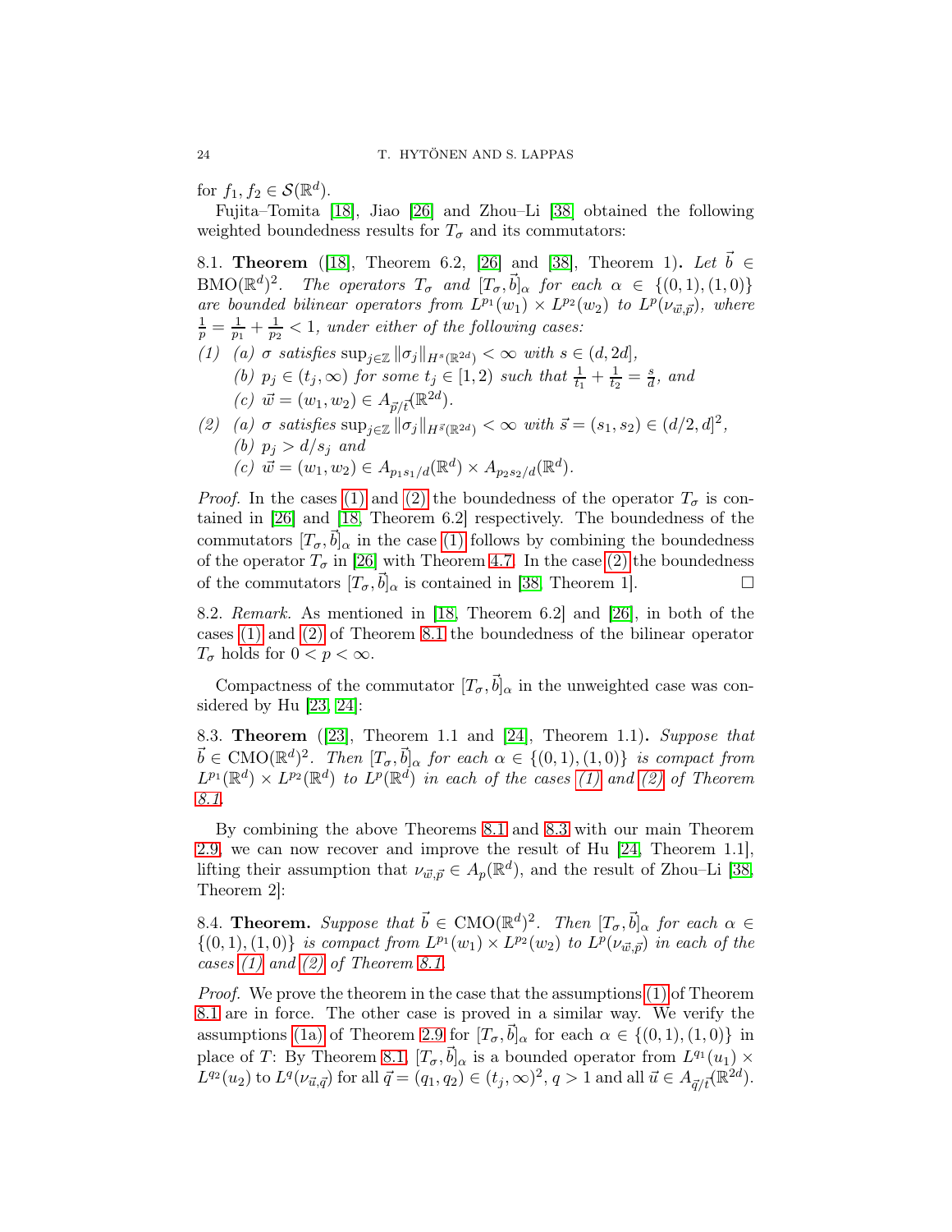for $f_1, f_2 \in \mathcal{S}(\mathbb{R}^d)$.

Fujita–Tomita [18], Jiao [26] and Zhou–Li [38] obtained the following weighted boundedness results for $T_\sigma$ and its commutators:

8.1. **Theorem** ([18], Theorem 6.2, [26] and [38], Theorem 1)**.** *Let $\vec{b} \in \mathrm{BMO}(\mathbb{R}^d)^2$. The operators $T_\sigma$ and $[T_\sigma, \vec{b}]_\alpha$ for each $\alpha \in \{(0,1),(1,0)\}$ are bounded bilinear operators from $L^{p_1}(w_1) \times L^{p_2}(w_2)$ to $L^p(\nu_{\vec{w},\vec{p}})$, where $\frac{1}{p} = \frac{1}{p_1} + \frac{1}{p_2} < 1$, under either of the following cases:*

*(1) (a) $\sigma$ satisfies $\sup_{j\in\mathbb{Z}} \|\sigma_j\|_{H^s(\mathbb{R}^{2d})} < \infty$ with $s \in (d, 2d]$,*
*(b) $p_j \in (t_j, \infty)$ for some $t_j \in [1,2)$ such that $\frac{1}{t_1} + \frac{1}{t_2} = \frac{s}{d}$, and*
*(c) $\vec{w} = (w_1, w_2) \in A_{\vec{p}/\vec{t}}(\mathbb{R}^{2d})$.*

*(2) (a) $\sigma$ satisfies $\sup_{j\in\mathbb{Z}} \|\sigma_j\|_{H^{\vec{s}}(\mathbb{R}^{2d})} < \infty$ with $\vec{s} = (s_1, s_2) \in (d/2, d]^2$,*
*(b) $p_j > d/s_j$ and*
*(c) $\vec{w} = (w_1, w_2) \in A_{p_1 s_1/d}(\mathbb{R}^d) \times A_{p_2 s_2/d}(\mathbb{R}^d)$.*

*Proof.* In the cases (1) and (2) the boundedness of the operator $T_\sigma$ is contained in [26] and [18, Theorem 6.2] respectively. The boundedness of the commutators $[T_\sigma, \vec{b}]_\alpha$ in the case (1) follows by combining the boundedness of the operator $T_\sigma$ in [26] with Theorem 4.7. In the case (2) the boundedness of the commutators $[T_\sigma, \vec{b}]_\alpha$ is contained in [38, Theorem 1]. □

8.2. *Remark.* As mentioned in [18, Theorem 6.2] and [26], in both of the cases (1) and (2) of Theorem 8.1 the boundedness of the bilinear operator $T_\sigma$ holds for $0 < p < \infty$.

Compactness of the commutator $[T_\sigma, \vec{b}]_\alpha$ in the unweighted case was considered by Hu [23, 24]:

8.3. **Theorem** ([23], Theorem 1.1 and [24], Theorem 1.1)**.** *Suppose that $\vec{b} \in \mathrm{CMO}(\mathbb{R}^d)^2$. Then $[T_\sigma, \vec{b}]_\alpha$ for each $\alpha \in \{(0,1),(1,0)\}$ is compact from $L^{p_1}(\mathbb{R}^d) \times L^{p_2}(\mathbb{R}^d)$ to $L^p(\mathbb{R}^d)$ in each of the cases (1) and (2) of Theorem 8.1.*

By combining the above Theorems 8.1 and 8.3 with our main Theorem 2.9, we can now recover and improve the result of Hu [24, Theorem 1.1], lifting their assumption that $\nu_{\vec{w},\vec{p}} \in A_p(\mathbb{R}^d)$, and the result of Zhou–Li [38, Theorem 2]:

8.4. **Theorem.** *Suppose that $\vec{b} \in \mathrm{CMO}(\mathbb{R}^d)^2$. Then $[T_\sigma, \vec{b}]_\alpha$ for each $\alpha \in \{(0,1),(1,0)\}$ is compact from $L^{p_1}(w_1) \times L^{p_2}(w_2)$ to $L^p(\nu_{\vec{w},\vec{p}})$ in each of the cases (1) and (2) of Theorem 8.1.*

*Proof.* We prove the theorem in the case that the assumptions (1) of Theorem 8.1 are in force. The other case is proved in a similar way. We verify the assumptions (1a) of Theorem 2.9 for $[T_\sigma, \vec{b}]_\alpha$ for each $\alpha \in \{(0,1),(1,0)\}$ in place of $T$: By Theorem 8.1, $[T_\sigma, \vec{b}]_\alpha$ is a bounded operator from $L^{q_1}(u_1) \times L^{q_2}(u_2)$ to $L^q(\nu_{\vec{u},\vec{q}})$ for all $\vec{q} = (q_1, q_2) \in (t_j, \infty)^2$, $q > 1$ and all $\vec{u} \in A_{\vec{q}/\vec{t}}(\mathbb{R}^{2d})$.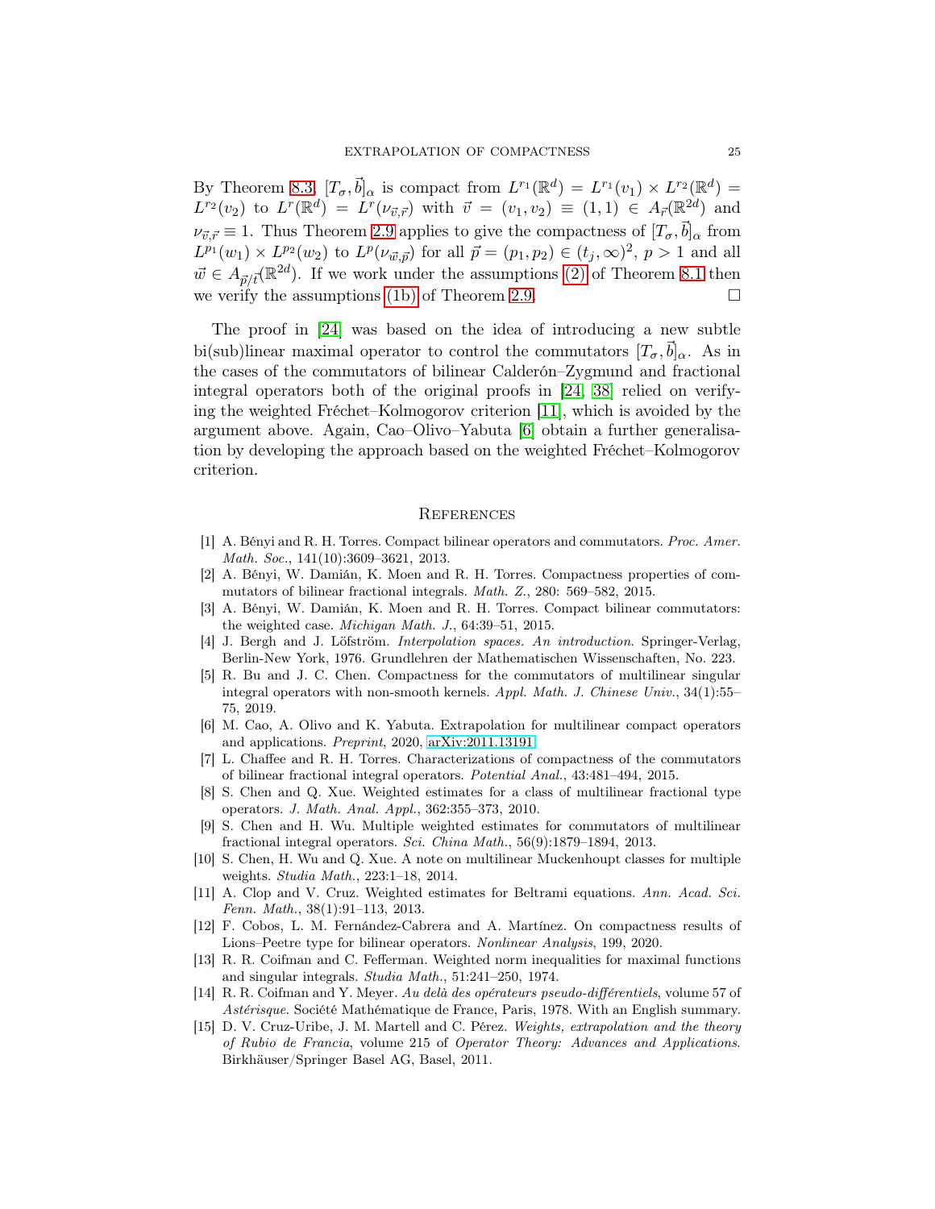By Theorem 8.3, $[T_\sigma, \vec{b}]_\alpha$ is compact from $L^{r_1}(\mathbb{R}^d) = L^{r_1}(v_1) \times L^{r_2}(\mathbb{R}^d) = L^{r_2}(v_2)$ to $L^r(\mathbb{R}^d) = L^r(\nu_{\vec{v},\vec{r}})$ with $\vec{v} = (v_1, v_2) \equiv (1,1) \in A_{\vec{r}}(\mathbb{R}^{2d})$ and $\nu_{\vec{v},\vec{r}} \equiv 1$. Thus Theorem 2.9 applies to give the compactness of $[T_\sigma, \vec{b}]_\alpha$ from $L^{p_1}(w_1) \times L^{p_2}(w_2)$ to $L^p(\nu_{\vec{w},\vec{p}})$ for all $\vec{p} = (p_1, p_2) \in (t_j, \infty)^2$, $p > 1$ and all $\vec{w} \in A_{\vec{p}/\vec{t}}(\mathbb{R}^{2d})$. If we work under the assumptions (2) of Theorem 8.1 then we verify the assumptions (1b) of Theorem 2.9. □

The proof in [24] was based on the idea of introducing a new subtle bi(sub)linear maximal operator to control the commutators $[T_\sigma, \vec{b}]_\alpha$. As in the cases of the commutators of bilinear Calderón–Zygmund and fractional integral operators both of the original proofs in [24, 38] relied on verifying the weighted Fréchet–Kolmogorov criterion [11], which is avoided by the argument above. Again, Cao–Olivo–Yabuta [6] obtain a further generalisation by developing the approach based on the weighted Fréchet–Kolmogorov criterion.

## References

[1] A. Bényi and R. H. Torres. Compact bilinear operators and commutators. *Proc. Amer. Math. Soc.*, 141(10):3609–3621, 2013.

[2] A. Bényi, W. Damián, K. Moen and R. H. Torres. Compactness properties of commutators of bilinear fractional integrals. *Math. Z.*, 280: 569–582, 2015.

[3] A. Bényi, W. Damián, K. Moen and R. H. Torres. Compact bilinear commutators: the weighted case. *Michigan Math. J.*, 64:39–51, 2015.

[4] J. Bergh and J. Löfström. *Interpolation spaces. An introduction*. Springer-Verlag, Berlin-New York, 1976. Grundlehren der Mathematischen Wissenschaften, No. 223.

[5] R. Bu and J. C. Chen. Compactness for the commutators of multilinear singular integral operators with non-smooth kernels. *Appl. Math. J. Chinese Univ.*, 34(1):55–75, 2019.

[6] M. Cao, A. Olivo and K. Yabuta. Extrapolation for multilinear compact operators and applications. *Preprint*, 2020, arXiv:2011.13191.

[7] L. Chaffee and R. H. Torres. Characterizations of compactness of the commutators of bilinear fractional integral operators. *Potential Anal.*, 43:481–494, 2015.

[8] S. Chen and Q. Xue. Weighted estimates for a class of multilinear fractional type operators. *J. Math. Anal. Appl.*, 362:355–373, 2010.

[9] S. Chen and H. Wu. Multiple weighted estimates for commutators of multilinear fractional integral operators. *Sci. China Math.*, 56(9):1879–1894, 2013.

[10] S. Chen, H. Wu and Q. Xue. A note on multilinear Muckenhoupt classes for multiple weights. *Studia Math.*, 223:1–18, 2014.

[11] A. Clop and V. Cruz. Weighted estimates for Beltrami equations. *Ann. Acad. Sci. Fenn. Math.*, 38(1):91–113, 2013.

[12] F. Cobos, L. M. Fernández-Cabrera and A. Martínez. On compactness results of Lions–Peetre type for bilinear operators. *Nonlinear Analysis*, 199, 2020.

[13] R. R. Coifman and C. Fefferman. Weighted norm inequalities for maximal functions and singular integrals. *Studia Math.*, 51:241–250, 1974.

[14] R. R. Coifman and Y. Meyer. *Au delà des opérateurs pseudo-différentiels*, volume 57 of *Astérisque*. Société Mathématique de France, Paris, 1978. With an English summary.

[15] D. V. Cruz-Uribe, J. M. Martell and C. Pérez. *Weights, extrapolation and the theory of Rubio de Francia*, volume 215 of *Operator Theory: Advances and Applications*. Birkhäuser/Springer Basel AG, Basel, 2011.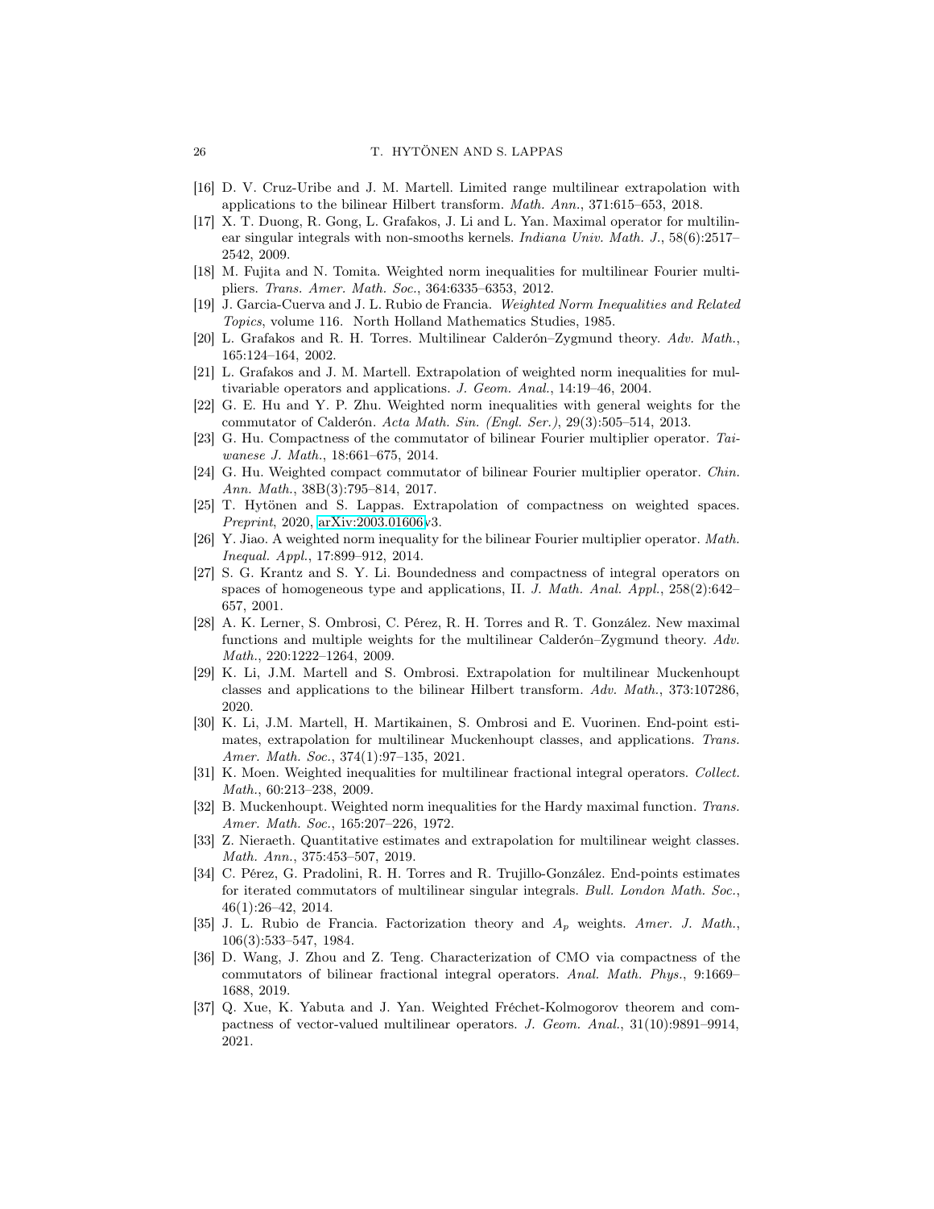[16] D. V. Cruz-Uribe and J. M. Martell. Limited range multilinear extrapolation with applications to the bilinear Hilbert transform. *Math. Ann.*, 371:615–653, 2018.

[17] X. T. Duong, R. Gong, L. Grafakos, J. Li and L. Yan. Maximal operator for multilinear singular integrals with non-smooths kernels. *Indiana Univ. Math. J.*, 58(6):2517–2542, 2009.

[18] M. Fujita and N. Tomita. Weighted norm inequalities for multilinear Fourier multipliers. *Trans. Amer. Math. Soc.*, 364:6335–6353, 2012.

[19] J. Garcia-Cuerva and J. L. Rubio de Francia. *Weighted Norm Inequalities and Related Topics*, volume 116. North Holland Mathematics Studies, 1985.

[20] L. Grafakos and R. H. Torres. Multilinear Calderón–Zygmund theory. *Adv. Math.*, 165:124–164, 2002.

[21] L. Grafakos and J. M. Martell. Extrapolation of weighted norm inequalities for multivariable operators and applications. *J. Geom. Anal.*, 14:19–46, 2004.

[22] G. E. Hu and Y. P. Zhu. Weighted norm inequalities with general weights for the commutator of Calderón. *Acta Math. Sin. (Engl. Ser.)*, 29(3):505–514, 2013.

[23] G. Hu. Compactness of the commutator of bilinear Fourier multiplier operator. *Taiwanese J. Math.*, 18:661–675, 2014.

[24] G. Hu. Weighted compact commutator of bilinear Fourier multiplier operator. *Chin. Ann. Math.*, 38B(3):795–814, 2017.

[25] T. Hytönen and S. Lappas. Extrapolation of compactness on weighted spaces. *Preprint*, 2020, arXiv:2003.01606v3.

[26] Y. Jiao. A weighted norm inequality for the bilinear Fourier multiplier operator. *Math. Inequal. Appl.*, 17:899–912, 2014.

[27] S. G. Krantz and S. Y. Li. Boundedness and compactness of integral operators on spaces of homogeneous type and applications, II. *J. Math. Anal. Appl.*, 258(2):642–657, 2001.

[28] A. K. Lerner, S. Ombrosi, C. Pérez, R. H. Torres and R. T. González. New maximal functions and multiple weights for the multilinear Calderón–Zygmund theory. *Adv. Math.*, 220:1222–1264, 2009.

[29] K. Li, J.M. Martell and S. Ombrosi. Extrapolation for multilinear Muckenhoupt classes and applications to the bilinear Hilbert transform. *Adv. Math.*, 373:107286, 2020.

[30] K. Li, J.M. Martell, H. Martikainen, S. Ombrosi and E. Vuorinen. End-point estimates, extrapolation for multilinear Muckenhoupt classes, and applications. *Trans. Amer. Math. Soc.*, 374(1):97–135, 2021.

[31] K. Moen. Weighted inequalities for multilinear fractional integral operators. *Collect. Math.*, 60:213–238, 2009.

[32] B. Muckenhoupt. Weighted norm inequalities for the Hardy maximal function. *Trans. Amer. Math. Soc.*, 165:207–226, 1972.

[33] Z. Nieraeth. Quantitative estimates and extrapolation for multilinear weight classes. *Math. Ann.*, 375:453–507, 2019.

[34] C. Pérez, G. Pradolini, R. H. Torres and R. Trujillo-González. End-points estimates for iterated commutators of multilinear singular integrals. *Bull. London Math. Soc.*, 46(1):26–42, 2014.

[35] J. L. Rubio de Francia. Factorization theory and $A_p$ weights. *Amer. J. Math.*, 106(3):533–547, 1984.

[36] D. Wang, J. Zhou and Z. Teng. Characterization of CMO via compactness of the commutators of bilinear fractional integral operators. *Anal. Math. Phys.*, 9:1669–1688, 2019.

[37] Q. Xue, K. Yabuta and J. Yan. Weighted Fréchet-Kolmogorov theorem and compactness of vector-valued multilinear operators. *J. Geom. Anal.*, 31(10):9891–9914, 2021.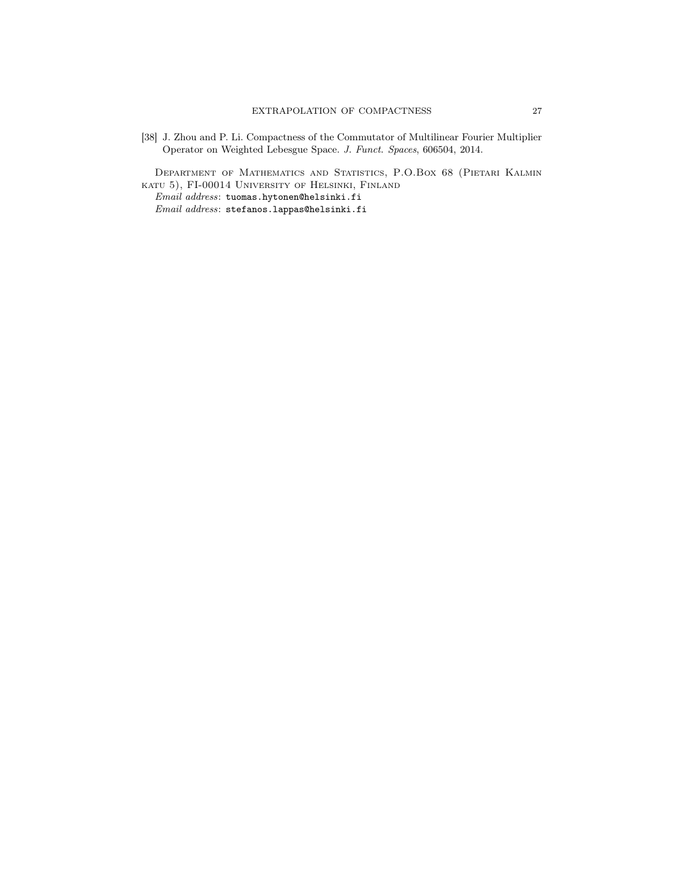[38] J. Zhou and P. Li. Compactness of the Commutator of Multilinear Fourier Multiplier Operator on Weighted Lebesgue Space. *J. Funct. Spaces*, 606504, 2014.

Department of Mathematics and Statistics, P.O.Box 68 (Pietari Kalmin katu 5), FI-00014 University of Helsinki, Finland

*Email address*: `tuomas.hytonen@helsinki.fi`

*Email address*: `stefanos.lappas@helsinki.fi`